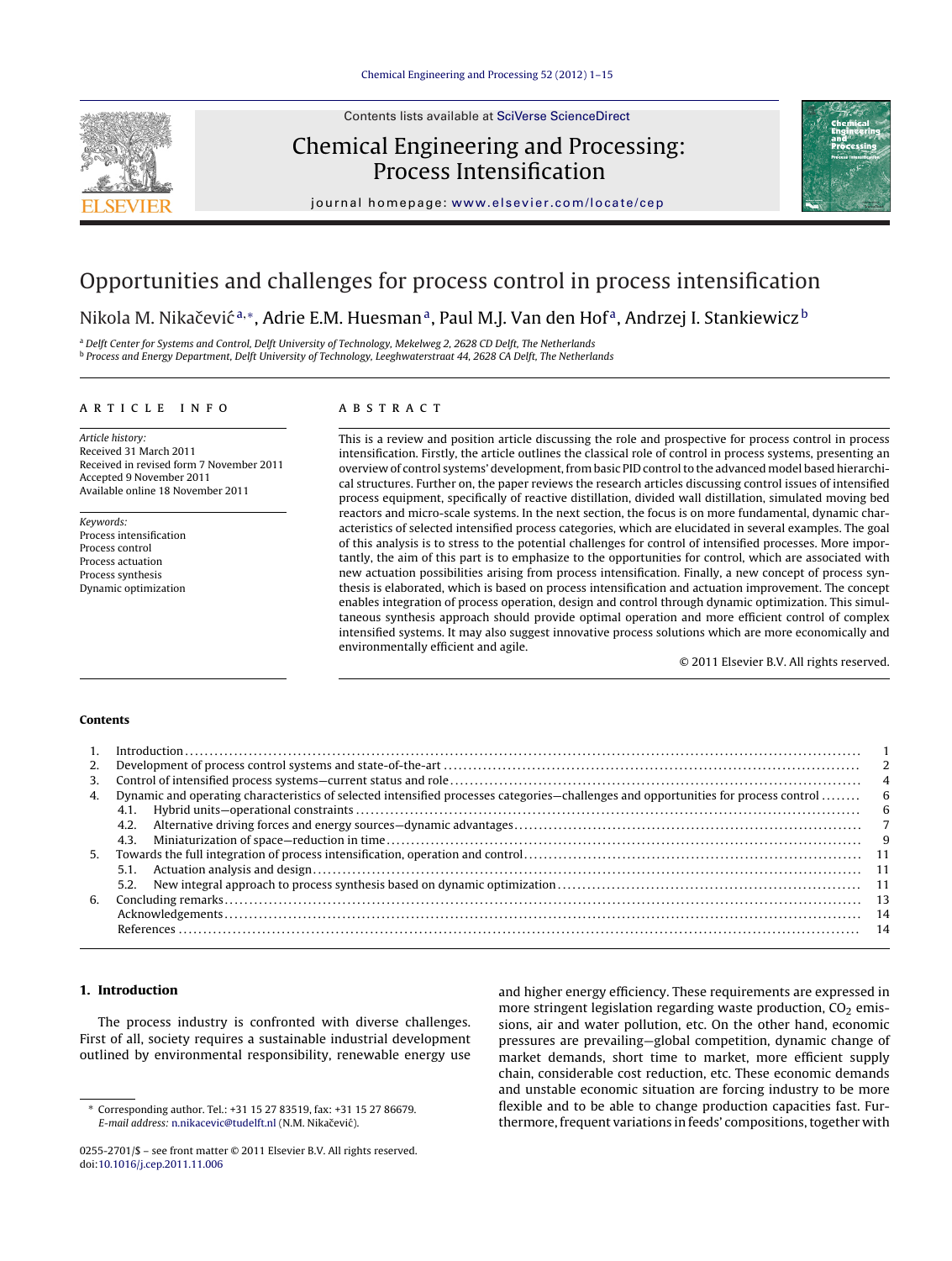# Opportunities and challenges for process control in process intensification

Nikola M. Nikačević[a,*], Adrie E.M. Huesman[a], Paul M.J. Van den Hof[a], Andrzej I. Stankiewicz[b]

[a] Delft Center for Systems and Control, Delft University of Technology, Mekelweg 2, 2628 CD Delft, The Netherlands
[b] Process and Energy Department, Delft University of Technology, Leeghwaterstraat 44, 2628 CA Delft, The Netherlands

## ARTICLE INFO

*Article history:*
Received 31 March 2011
Received in revised form 7 November 2011
Accepted 9 November 2011
Available online 18 November 2011

*Keywords:*
Process intensification
Process control
Process actuation
Process synthesis
Dynamic optimization

## ABSTRACT

This is a review and position article discussing the role and prospective for process control in process intensification. Firstly, the article outlines the classical role of control in process systems, presenting an overview of control systems' development, from basic PID control to the advanced model based hierarchical structures. Further on, the paper reviews the research articles discussing control issues of intensified process equipment, specifically of reactive distillation, divided wall distillation, simulated moving bed reactors and micro-scale systems. In the next section, the focus is on more fundamental, dynamic characteristics of selected intensified process categories, which are elucidated in several examples. The goal of this analysis is to stress to the potential challenges for control of intensified processes. More importantly, the aim of this part is to emphasize to the opportunities for control, which are associated with new actuation possibilities arising from process intensification. Finally, a new concept of process synthesis is elaborated, which is based on process intensification and actuation improvement. The concept enables integration of process operation, design and control through dynamic optimization. This simultaneous synthesis approach should provide optimal operation and more efficient control of complex intensified systems. It may also suggest innovative process solutions which are more economically and environmentally efficient and agile.

© 2011 Elsevier B.V. All rights reserved.

## Contents

| | | |
|---|---|---|
| 1. | Introduction | 1 |
| 2. | Development of process control systems and state-of-the-art | 2 |
| 3. | Control of intensified process systems—current status and role | 4 |
| 4. | Dynamic and operating characteristics of selected intensified processes categories—challenges and opportunities for process control | 6 |
| | 4.1. Hybrid units—operational constraints | 6 |
| | 4.2. Alternative driving forces and energy sources—dynamic advantages | 7 |
| | 4.3. Miniaturization of space—reduction in time | 9 |
| 5. | Towards the full integration of process intensification, operation and control | 11 |
| | 5.1. Actuation analysis and design | 11 |
| | 5.2. New integral approach to process synthesis based on dynamic optimization | 11 |
| 6. | Concluding remarks | 13 |
| | Acknowledgements | 14 |
| | References | 14 |

## 1. Introduction

The process industry is confronted with diverse challenges. First of all, society requires a sustainable industrial development outlined by environmental responsibility, renewable energy use and higher energy efficiency. These requirements are expressed in more stringent legislation regarding waste production, $CO_2$ emissions, air and water pollution, etc. On the other hand, economic pressures are prevailing—global competition, dynamic change of market demands, short time to market, more efficient supply chain, considerable cost reduction, etc. These economic demands and unstable economic situation are forcing industry to be more flexible and to be able to change production capacities fast. Furthermore, frequent variations in feeds' compositions, together with

* Corresponding author. Tel.: +31 15 27 83519, fax: +31 15 27 86679.
*E-mail address:* n.nikacevic@tudelft.nl (N.M. Nikačević).

0255-2701/$ – see front matter © 2011 Elsevier B.V. All rights reserved.
doi:10.1016/j.cep.2011.11.006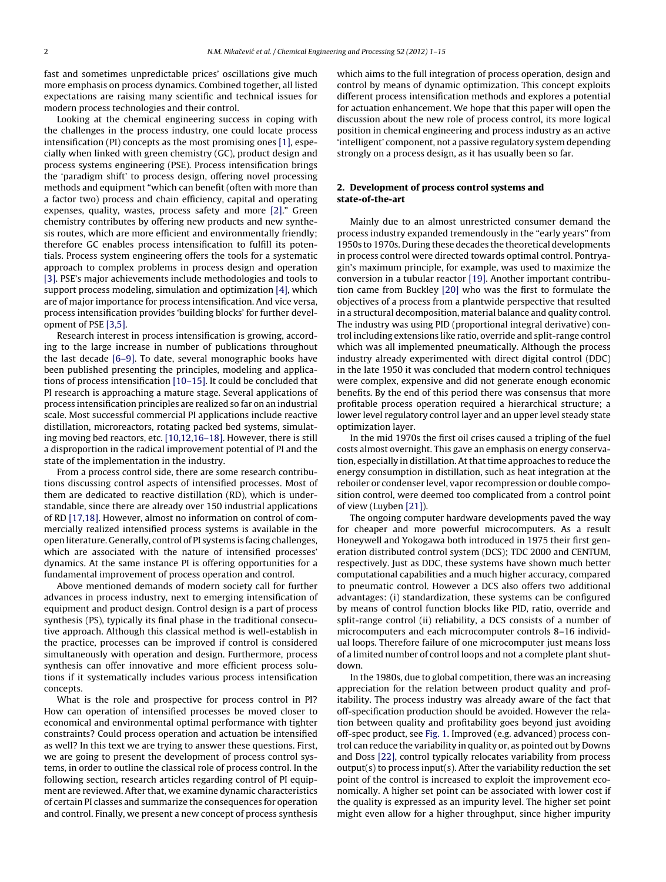fast and sometimes unpredictable prices' oscillations give much more emphasis on process dynamics. Combined together, all listed expectations are raising many scientific and technical issues for modern process technologies and their control.

Looking at the chemical engineering success in coping with the challenges in the process industry, one could locate process intensification (PI) concepts as the most promising ones [1], especially when linked with green chemistry (GC), product design and process systems engineering (PSE). Process intensification brings the 'paradigm shift' to process design, offering novel processing methods and equipment "which can benefit (often with more than a factor two) process and chain efficiency, capital and operating expenses, quality, wastes, process safety and more [2]." Green chemistry contributes by offering new products and new synthesis routes, which are more efficient and environmentally friendly; therefore GC enables process intensification to fulfill its potentials. Process system engineering offers the tools for a systematic approach to complex problems in process design and operation [3]. PSE's major achievements include methodologies and tools to support process modeling, simulation and optimization [4], which are of major importance for process intensification. And vice versa, process intensification provides 'building blocks' for further development of PSE [3,5].

Research interest in process intensification is growing, according to the large increase in number of publications throughout the last decade [6–9]. To date, several monographic books have been published presenting the principles, modeling and applications of process intensification [10–15]. It could be concluded that PI research is approaching a mature stage. Several applications of process intensification principles are realized so far on an industrial scale. Most successful commercial PI applications include reactive distillation, microreactors, rotating packed bed systems, simulating moving bed reactors, etc. [10,12,16–18]. However, there is still a disproportion in the radical improvement potential of PI and the state of the implementation in the industry.

From a process control side, there are some research contributions discussing control aspects of intensified processes. Most of them are dedicated to reactive distillation (RD), which is understandable, since there are already over 150 industrial applications of RD [17,18]. However, almost no information on control of commercially realized intensified process systems is available in the open literature. Generally, control of PI systems is facing challenges, which are associated with the nature of intensified processes' dynamics. At the same instance PI is offering opportunities for a fundamental improvement of process operation and control.

Above mentioned demands of modern society call for further advances in process industry, next to emerging intensification of equipment and product design. Control design is a part of process synthesis (PS), typically its final phase in the traditional consecutive approach. Although this classical method is well-establish in the practice, processes can be improved if control is considered simultaneously with operation and design. Furthermore, process synthesis can offer innovative and more efficient process solutions if it systematically includes various process intensification concepts.

What is the role and prospective for process control in PI? How can operation of intensified processes be moved closer to economical and environmental optimal performance with tighter constraints? Could process operation and actuation be intensified as well? In this text we are trying to answer these questions. First, we are going to present the development of process control systems, in order to outline the classical role of process control. In the following section, research articles regarding control of PI equipment are reviewed. After that, we examine dynamic characteristics of certain PI classes and summarize the consequences for operation and control. Finally, we present a new concept of process synthesis which aims to the full integration of process operation, design and control by means of dynamic optimization. This concept exploits different process intensification methods and explores a potential for actuation enhancement. We hope that this paper will open the discussion about the new role of process control, its more logical position in chemical engineering and process industry as an active 'intelligent' component, not a passive regulatory system depending strongly on a process design, as it has usually been so far.

## 2. Development of process control systems and state-of-the-art

Mainly due to an almost unrestricted consumer demand the process industry expanded tremendously in the "early years" from 1950s to 1970s. During these decades the theoretical developments in process control were directed towards optimal control. Pontryagin's maximum principle, for example, was used to maximize the conversion in a tubular reactor [19]. Another important contribution came from Buckley [20] who was the first to formulate the objectives of a process from a plantwide perspective that resulted in a structural decomposition, material balance and quality control. The industry was using PID (proportional integral derivative) control including extensions like ratio, override and split-range control which was all implemented pneumatically. Although the process industry already experimented with direct digital control (DDC) in the late 1950 it was concluded that modern control techniques were complex, expensive and did not generate enough economic benefits. By the end of this period there was consensus that more profitable process operation required a hierarchical structure; a lower level regulatory control layer and an upper level steady state optimization layer.

In the mid 1970s the first oil crises caused a tripling of the fuel costs almost overnight. This gave an emphasis on energy conservation, especially in distillation. At that time approaches to reduce the energy consumption in distillation, such as heat integration at the reboiler or condenser level, vapor recompression or double composition control, were deemed too complicated from a control point of view (Luyben [21]).

The ongoing computer hardware developments paved the way for cheaper and more powerful microcomputers. As a result Honeywell and Yokogawa both introduced in 1975 their first generation distributed control system (DCS); TDC 2000 and CENTUM, respectively. Just as DDC, these systems have shown much better computational capabilities and a much higher accuracy, compared to pneumatic control. However a DCS also offers two additional advantages: (i) standardization, these systems can be configured by means of control function blocks like PID, ratio, override and split-range control (ii) reliability, a DCS consists of a number of microcomputers and each microcomputer controls 8–16 individual loops. Therefore failure of one microcomputer just means loss of a limited number of control loops and not a complete plant shutdown.

In the 1980s, due to global competition, there was an increasing appreciation for the relation between product quality and profitability. The process industry was already aware of the fact that off-specification production should be avoided. However the relation between quality and profitability goes beyond just avoiding off-spec product, see Fig. 1. Improved (e.g. advanced) process control can reduce the variability in quality or, as pointed out by Downs and Doss [22], control typically relocates variability from process output(s) to process input(s). After the variability reduction the set point of the control is increased to exploit the improvement economically. A higher set point can be associated with lower cost if the quality is expressed as an impurity level. The higher set point might even allow for a higher throughput, since higher impurity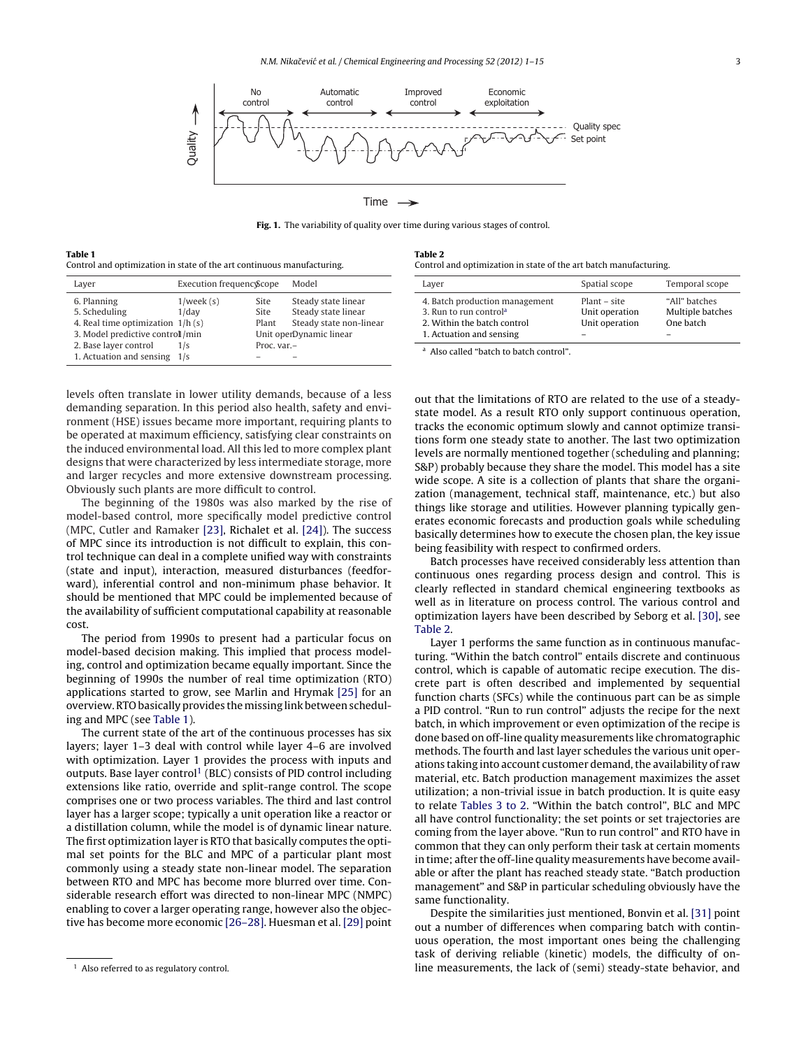Fig. 1. The variability of quality over time during various stages of control.

**Table 1**
Control and optimization in state of the art continuous manufacturing.

| Layer | Execution frequency | Scope | Model |
|---|---|---|---|
| 6. Planning | 1/week (s) | Site | Steady state linear |
| 5. Scheduling | 1/day | Site | Steady state linear |
| 4. Real time optimization | 1/h (s) | Plant | Steady state non-linear |
| 3. Model predictive control | 1/min | Unit oper. | Dynamic linear |
| 2. Base layer control | 1/s | Proc. var. | – |
| 1. Actuation and sensing | 1/s | – | – |

**Table 2**
Control and optimization in state of the art batch manufacturing.

| Layer | Spatial scope | Temporal scope |
|---|---|---|
| 4. Batch production management | Plant – site | "All" batches |
| 3. Run to run control[a] | Unit operation | Multiple batches |
| 2. Within the batch control | Unit operation | One batch |
| 1. Actuation and sensing | – | – |

[a] Also called "batch to batch control".

levels often translate in lower utility demands, because of a less demanding separation. In this period also health, safety and environment (HSE) issues became more important, requiring plants to be operated at maximum efficiency, satisfying clear constraints on the induced environmental load. All this led to more complex plant designs that were characterized by less intermediate storage, more and larger recycles and more extensive downstream processing. Obviously such plants are more difficult to control.

The beginning of the 1980s was also marked by the rise of model-based control, more specifically model predictive control (MPC, Cutler and Ramaker [23], Richalet et al. [24]). The success of MPC since its introduction is not difficult to explain, this control technique can deal in a complete unified way with constraints (state and input), interaction, measured disturbances (feedforward), inferential control and non-minimum phase behavior. It should be mentioned that MPC could be implemented because of the availability of sufficient computational capability at reasonable cost.

The period from 1990s to present had a particular focus on model-based decision making. This implied that process modeling, control and optimization became equally important. Since the beginning of 1990s the number of real time optimization (RTO) applications started to grow, see Marlin and Hrymak [25] for an overview. RTO basically provides the missing link between scheduling and MPC (see Table 1).

The current state of the art of the continuous processes has six layers; layer 1–3 deal with control while layer 4–6 are involved with optimization. Layer 1 provides the process with inputs and outputs. Base layer control[1] (BLC) consists of PID control including extensions like ratio, override and split-range control. The scope comprises one or two process variables. The third and last control layer has a larger scope; typically a unit operation like a reactor or a distillation column, while the model is of dynamic linear nature. The first optimization layer is RTO that basically computes the optimal set points for the BLC and MPC of a particular plant most commonly using a steady state non-linear model. The separation between RTO and MPC has become more blurred over time. Considerable research effort was directed to non-linear MPC (NMPC) enabling to cover a larger operating range, however also the objective has become more economic [26–28]. Huesman et al. [29] point out that the limitations of RTO are related to the use of a steady-state model. As a result RTO only support continuous operation, tracks the economic optimum slowly and cannot optimize transitions form one steady state to another. The last two optimization levels are normally mentioned together (scheduling and planning; S&P) probably because they share the model. This model has a site wide scope. A site is a collection of plants that share the organization (management, technical staff, maintenance, etc.) but also things like storage and utilities. However planning typically generates economic forecasts and production goals while scheduling basically determines how to execute the chosen plan, the key issue being feasibility with respect to confirmed orders.

[1] Also referred to as regulatory control.

Batch processes have received considerably less attention than continuous ones regarding process design and control. This is clearly reflected in standard chemical engineering textbooks as well as in literature on process control. The various control and optimization layers have been described by Seborg et al. [30], see Table 2.

Layer 1 performs the same function as in continuous manufacturing. "Within the batch control" entails discrete and continuous control, which is capable of automatic recipe execution. The discrete part is often described and implemented by sequential function charts (SFCs) while the continuous part can be as simple a PID control. "Run to run control" adjusts the recipe for the next batch, in which improvement or even optimization of the recipe is done based on off-line quality measurements like chromatographic methods. The fourth and last layer schedules the various unit operations taking into account customer demand, the availability of raw material, etc. Batch production management maximizes the asset utilization; a non-trivial issue in batch production. It is quite easy to relate Tables 3 to 2. "Within the batch control", BLC and MPC all have control functionality; the set points or set trajectories are coming from the layer above. "Run to run control" and RTO have in common that they can only perform their task at certain moments in time; after the off-line quality measurements have become available or after the plant has reached steady state. "Batch production management" and S&P in particular scheduling obviously have the same functionality.

Despite the similarities just mentioned, Bonvin et al. [31] point out a number of differences when comparing batch with continuous operation, the most important ones being the challenging task of deriving reliable (kinetic) models, the difficulty of on-line measurements, the lack of (semi) steady-state behavior, and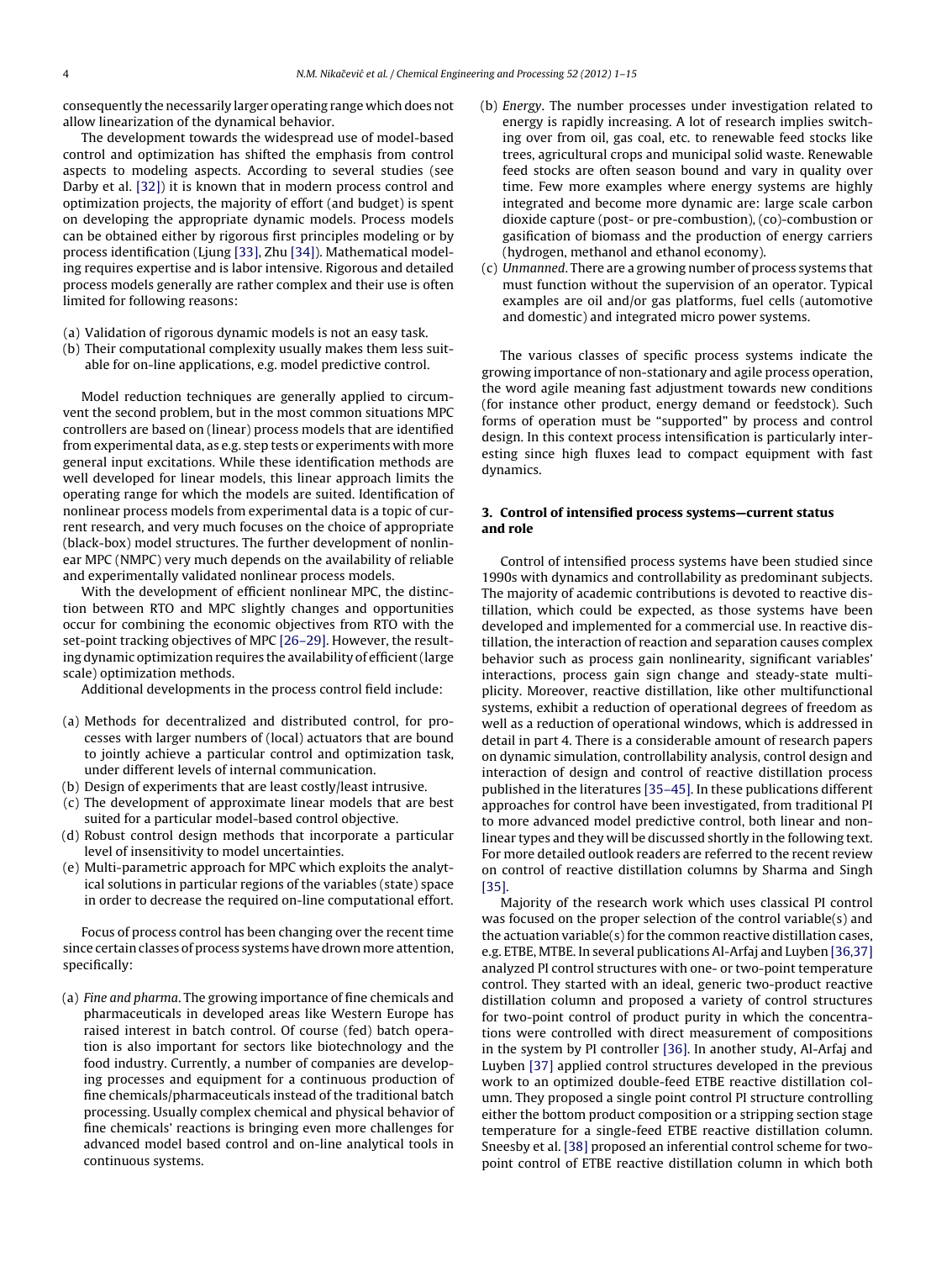consequently the necessarily larger operating range which does not allow linearization of the dynamical behavior.

The development towards the widespread use of model-based control and optimization has shifted the emphasis from control aspects to modeling aspects. According to several studies (see Darby et al. [32]) it is known that in modern process control and optimization projects, the majority of effort (and budget) is spent on developing the appropriate dynamic models. Process models can be obtained either by rigorous first principles modeling or by process identification (Ljung [33], Zhu [34]). Mathematical modeling requires expertise and is labor intensive. Rigorous and detailed process models generally are rather complex and their use is often limited for following reasons:

(a) Validation of rigorous dynamic models is not an easy task.
(b) Their computational complexity usually makes them less suitable for on-line applications, e.g. model predictive control.

Model reduction techniques are generally applied to circumvent the second problem, but in the most common situations MPC controllers are based on (linear) process models that are identified from experimental data, as e.g. step tests or experiments with more general input excitations. While these identification methods are well developed for linear models, this linear approach limits the operating range for which the models are suited. Identification of nonlinear process models from experimental data is a topic of current research, and very much focuses on the choice of appropriate (black-box) model structures. The further development of nonlinear MPC (NMPC) very much depends on the availability of reliable and experimentally validated nonlinear process models.

With the development of efficient nonlinear MPC, the distinction between RTO and MPC slightly changes and opportunities occur for combining the economic objectives from RTO with the set-point tracking objectives of MPC [26–29]. However, the resulting dynamic optimization requires the availability of efficient (large scale) optimization methods.

Additional developments in the process control field include:

(a) Methods for decentralized and distributed control, for processes with larger numbers of (local) actuators that are bound to jointly achieve a particular control and optimization task, under different levels of internal communication.
(b) Design of experiments that are least costly/least intrusive.
(c) The development of approximate linear models that are best suited for a particular model-based control objective.
(d) Robust control design methods that incorporate a particular level of insensitivity to model uncertainties.
(e) Multi-parametric approach for MPC which exploits the analytical solutions in particular regions of the variables (state) space in order to decrease the required on-line computational effort.

Focus of process control has been changing over the recent time since certain classes of process systems have drown more attention, specifically:

(a) *Fine and pharma*. The growing importance of fine chemicals and pharmaceuticals in developed areas like Western Europe has raised interest in batch control. Of course (fed) batch operation is also important for sectors like biotechnology and the food industry. Currently, a number of companies are developing processes and equipment for a continuous production of fine chemicals/pharmaceuticals instead of the traditional batch processing. Usually complex chemical and physical behavior of fine chemicals' reactions is bringing even more challenges for advanced model based control and on-line analytical tools in continuous systems.
(b) *Energy*. The number processes under investigation related to energy is rapidly increasing. A lot of research implies switching over from oil, gas coal, etc. to renewable feed stocks like trees, agricultural crops and municipal solid waste. Renewable feed stocks are often season bound and vary in quality over time. Few more examples where energy systems are highly integrated and become more dynamic are: large scale carbon dioxide capture (post- or pre-combustion), (co)-combustion or gasification of biomass and the production of energy carriers (hydrogen, methanol and ethanol economy).
(c) *Unmanned*. There are a growing number of process systems that must function without the supervision of an operator. Typical examples are oil and/or gas platforms, fuel cells (automotive and domestic) and integrated micro power systems.

The various classes of specific process systems indicate the growing importance of non-stationary and agile process operation, the word agile meaning fast adjustment towards new conditions (for instance other product, energy demand or feedstock). Such forms of operation must be "supported" by process and control design. In this context process intensification is particularly interesting since high fluxes lead to compact equipment with fast dynamics.

## 3. Control of intensified process systems—current status and role

Control of intensified process systems have been studied since 1990s with dynamics and controllability as predominant subjects. The majority of academic contributions is devoted to reactive distillation, which could be expected, as those systems have been developed and implemented for a commercial use. In reactive distillation, the interaction of reaction and separation causes complex behavior such as process gain nonlinearity, significant variables' interactions, process gain sign change and steady-state multiplicity. Moreover, reactive distillation, like other multifunctional systems, exhibit a reduction of operational degrees of freedom as well as a reduction of operational windows, which is addressed in detail in part 4. There is a considerable amount of research papers on dynamic simulation, controllability analysis, control design and interaction of design and control of reactive distillation process published in the literatures [35–45]. In these publications different approaches for control have been investigated, from traditional PI to more advanced model predictive control, both linear and nonlinear types and they will be discussed shortly in the following text. For more detailed outlook readers are referred to the recent review on control of reactive distillation columns by Sharma and Singh [35].

Majority of the research work which uses classical PI control was focused on the proper selection of the control variable(s) and the actuation variable(s) for the common reactive distillation cases, e.g. ETBE, MTBE. In several publications Al-Arfaj and Luyben [36,37] analyzed PI control structures with one- or two-point temperature control. They started with an ideal, generic two-product reactive distillation column and proposed a variety of control structures for two-point control of product purity in which the concentrations were controlled with direct measurement of compositions in the system by PI controller [36]. In another study, Al-Arfaj and Luyben [37] applied control structures developed in the previous work to an optimized double-feed ETBE reactive distillation column. They proposed a single point control PI structure controlling either the bottom product composition or a stripping section stage temperature for a single-feed ETBE reactive distillation column. Sneesby et al. [38] proposed an inferential control scheme for two-point control of ETBE reactive distillation column in which both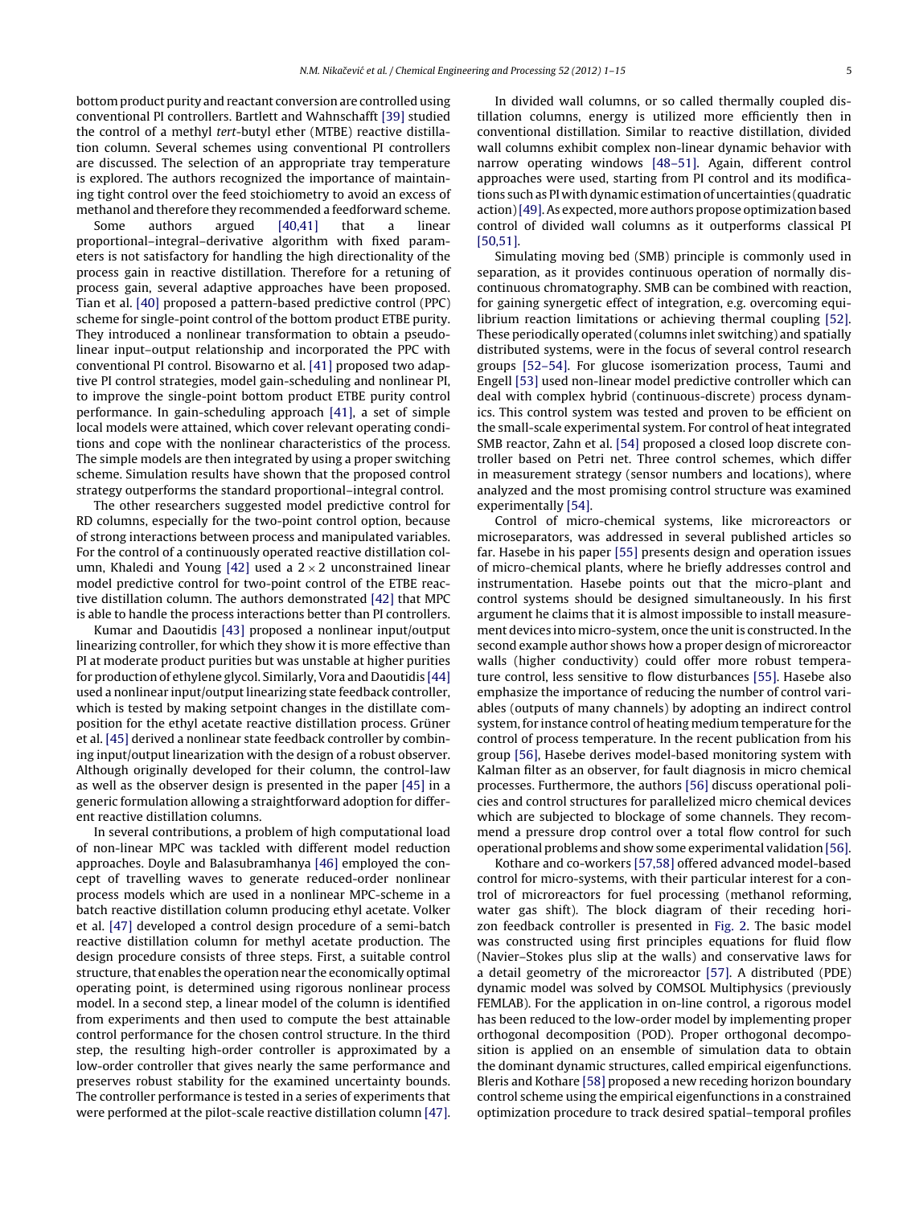bottom product purity and reactant conversion are controlled using conventional PI controllers. Bartlett and Wahnschafft [39] studied the control of a methyl *tert*-butyl ether (MTBE) reactive distillation column. Several schemes using conventional PI controllers are discussed. The selection of an appropriate tray temperature is explored. The authors recognized the importance of maintaining tight control over the feed stoichiometry to avoid an excess of methanol and therefore they recommended a feedforward scheme.

Some authors argued [40,41] that a linear proportional–integral–derivative algorithm with fixed parameters is not satisfactory for handling the high directionality of the process gain in reactive distillation. Therefore for a retuning of process gain, several adaptive approaches have been proposed. Tian et al. [40] proposed a pattern-based predictive control (PPC) scheme for single-point control of the bottom product ETBE purity. They introduced a nonlinear transformation to obtain a pseudo-linear input–output relationship and incorporated the PPC with conventional PI control. Bisowarno et al. [41] proposed two adaptive PI control strategies, model gain-scheduling and nonlinear PI, to improve the single-point bottom product ETBE purity control performance. In gain-scheduling approach [41], a set of simple local models were attained, which cover relevant operating conditions and cope with the nonlinear characteristics of the process. The simple models are then integrated by using a proper switching scheme. Simulation results have shown that the proposed control strategy outperforms the standard proportional–integral control.

The other researchers suggested model predictive control for RD columns, especially for the two-point control option, because of strong interactions between process and manipulated variables. For the control of a continuously operated reactive distillation column, Khaledi and Young [42] used a $2 \times 2$ unconstrained linear model predictive control for two-point control of the ETBE reactive distillation column. The authors demonstrated [42] that MPC is able to handle the process interactions better than PI controllers.

Kumar and Daoutidis [43] proposed a nonlinear input/output linearizing controller, for which they show it is more effective than PI at moderate product purities but was unstable at higher purities for production of ethylene glycol. Similarly, Vora and Daoutidis [44] used a nonlinear input/output linearizing state feedback controller, which is tested by making setpoint changes in the distillate composition for the ethyl acetate reactive distillation process. Grüner et al. [45] derived a nonlinear state feedback controller by combining input/output linearization with the design of a robust observer. Although originally developed for their column, the control-law as well as the observer design is presented in the paper [45] in a generic formulation allowing a straightforward adoption for different reactive distillation columns.

In several contributions, a problem of high computational load of non-linear MPC was tackled with different model reduction approaches. Doyle and Balasubramhanya [46] employed the concept of travelling waves to generate reduced-order nonlinear process models which are used in a nonlinear MPC-scheme in a batch reactive distillation column producing ethyl acetate. Volker et al. [47] developed a control design procedure of a semi-batch reactive distillation column for methyl acetate production. The design procedure consists of three steps. First, a suitable control structure, that enables the operation near the economically optimal operating point, is determined using rigorous nonlinear process model. In a second step, a linear model of the column is identified from experiments and then used to compute the best attainable control performance for the chosen control structure. In the third step, the resulting high-order controller is approximated by a low-order controller that gives nearly the same performance and preserves robust stability for the examined uncertainty bounds. The controller performance is tested in a series of experiments that were performed at the pilot-scale reactive distillation column [47].

In divided wall columns, or so called thermally coupled distillation columns, energy is utilized more efficiently then in conventional distillation. Similar to reactive distillation, divided wall columns exhibit complex non-linear dynamic behavior with narrow operating windows [48–51]. Again, different control approaches were used, starting from PI control and its modifications such as PI with dynamic estimation of uncertainties (quadratic action) [49]. As expected, more authors propose optimization based control of divided wall columns as it outperforms classical PI [50,51].

Simulating moving bed (SMB) principle is commonly used in separation, as it provides continuous operation of normally discontinuous chromatography. SMB can be combined with reaction, for gaining synergetic effect of integration, e.g. overcoming equilibrium reaction limitations or achieving thermal coupling [52]. These periodically operated (columns inlet switching) and spatially distributed systems, were in the focus of several control research groups [52–54]. For glucose isomerization process, Taumi and Engell [53] used non-linear model predictive controller which can deal with complex hybrid (continuous-discrete) process dynamics. This control system was tested and proven to be efficient on the small-scale experimental system. For control of heat integrated SMB reactor, Zahn et al. [54] proposed a closed loop discrete controller based on Petri net. Three control schemes, which differ in measurement strategy (sensor numbers and locations), where analyzed and the most promising control structure was examined experimentally [54].

Control of micro-chemical systems, like microreactors or microseparators, was addressed in several published articles so far. Hasebe in his paper [55] presents design and operation issues of micro-chemical plants, where he briefly addresses control and instrumentation. Hasebe points out that the micro-plant and control systems should be designed simultaneously. In his first argument he claims that it is almost impossible to install measurement devices into micro-system, once the unit is constructed. In the second example author shows how a proper design of microreactor walls (higher conductivity) could offer more robust temperature control, less sensitive to flow disturbances [55]. Hasebe also emphasize the importance of reducing the number of control variables (outputs of many channels) by adopting an indirect control system, for instance control of heating medium temperature for the control of process temperature. In the recent publication from his group [56], Hasebe derives model-based monitoring system with Kalman filter as an observer, for fault diagnosis in micro chemical processes. Furthermore, the authors [56] discuss operational policies and control structures for parallelized micro chemical devices which are subjected to blockage of some channels. They recommend a pressure drop control over a total flow control for such operational problems and show some experimental validation [56].

Kothare and co-workers [57,58] offered advanced model-based control for micro-systems, with their particular interest for a control of microreactors for fuel processing (methanol reforming, water gas shift). The block diagram of their receding horizon feedback controller is presented in Fig. 2. The basic model was constructed using first principles equations for fluid flow (Navier–Stokes plus slip at the walls) and conservative laws for a detail geometry of the microreactor [57]. A distributed (PDE) dynamic model was solved by COMSOL Multiphysics (previously FEMLAB). For the application in on-line control, a rigorous model has been reduced to the low-order model by implementing proper orthogonal decomposition (POD). Proper orthogonal decomposition is applied on an ensemble of simulation data to obtain the dominant dynamic structures, called empirical eigenfunctions. Bleris and Kothare [58] proposed a new receding horizon boundary control scheme using the empirical eigenfunctions in a constrained optimization procedure to track desired spatial–temporal profiles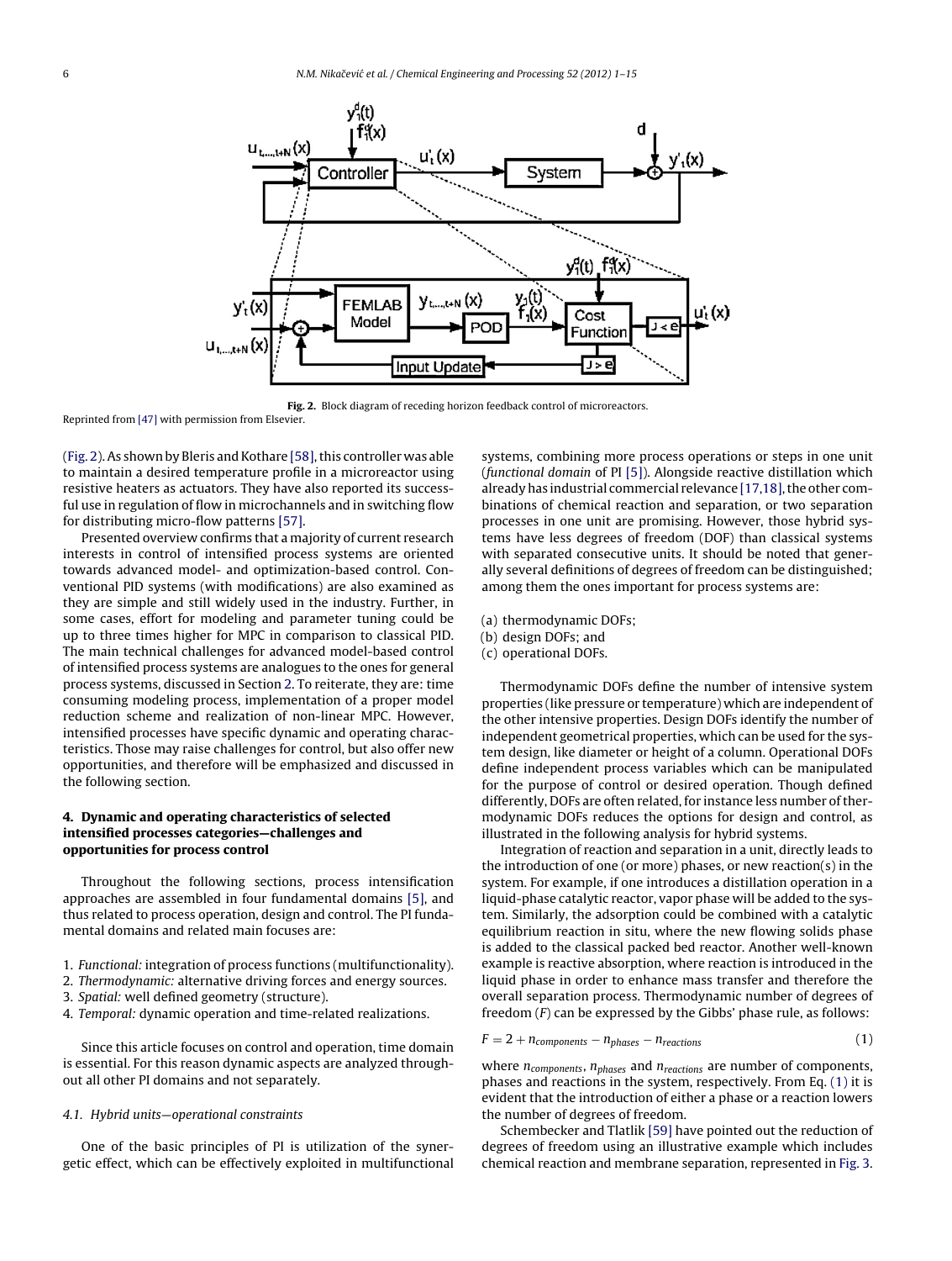Fig. 2. Block diagram of receding horizon feedback control of microreactors.

Reprinted from [47] with permission from Elsevier.

(Fig. 2). As shown by Bleris and Kothare [58], this controller was able to maintain a desired temperature profile in a microreactor using resistive heaters as actuators. They have also reported its successful use in regulation of flow in microchannels and in switching flow for distributing micro-flow patterns [57].

Presented overview confirms that a majority of current research interests in control of intensified process systems are oriented towards advanced model- and optimization-based control. Conventional PID systems (with modifications) are also examined as they are simple and still widely used in the industry. Further, in some cases, effort for modeling and parameter tuning could be up to three times higher for MPC in comparison to classical PID. The main technical challenges for advanced model-based control of intensified process systems are analogues to the ones for general process systems, discussed in Section 2. To reiterate, they are: time consuming modeling process, implementation of a proper model reduction scheme and realization of non-linear MPC. However, intensified processes have specific dynamic and operating characteristics. Those may raise challenges for control, but also offer new opportunities, and therefore will be emphasized and discussed in the following section.

## 4. Dynamic and operating characteristics of selected intensified processes categories—challenges and opportunities for process control

Throughout the following sections, process intensification approaches are assembled in four fundamental domains [5], and thus related to process operation, design and control. The PI fundamental domains and related main focuses are:

1. *Functional:* integration of process functions (multifunctionality).
2. *Thermodynamic:* alternative driving forces and energy sources.
3. *Spatial:* well defined geometry (structure).
4. *Temporal:* dynamic operation and time-related realizations.

Since this article focuses on control and operation, time domain is essential. For this reason dynamic aspects are analyzed throughout all other PI domains and not separately.

### 4.1. Hybrid units—operational constraints

One of the basic principles of PI is utilization of the synergetic effect, which can be effectively exploited in multifunctional systems, combining more process operations or steps in one unit (*functional domain* of PI [5]). Alongside reactive distillation which already has industrial commercial relevance [17,18], the other combinations of chemical reaction and separation, or two separation processes in one unit are promising. However, those hybrid systems have less degrees of freedom (DOF) than classical systems with separated consecutive units. It should be noted that generally several definitions of degrees of freedom can be distinguished; among them the ones important for process systems are:

(a) thermodynamic DOFs;
(b) design DOFs; and
(c) operational DOFs.

Thermodynamic DOFs define the number of intensive system properties (like pressure or temperature) which are independent of the other intensive properties. Design DOFs identify the number of independent geometrical properties, which can be used for the system design, like diameter or height of a column. Operational DOFs define independent process variables which can be manipulated for the purpose of control or desired operation. Though defined differently, DOFs are often related, for instance less number of thermodynamic DOFs reduces the options for design and control, as illustrated in the following analysis for hybrid systems.

Integration of reaction and separation in a unit, directly leads to the introduction of one (or more) phases, or new reaction(s) in the system. For example, if one introduces a distillation operation in a liquid-phase catalytic reactor, vapor phase will be added to the system. Similarly, the adsorption could be combined with a catalytic equilibrium reaction in situ, where the new flowing solids phase is added to the classical packed bed reactor. Another well-known example is reactive absorption, where reaction is introduced in the liquid phase in order to enhance mass transfer and therefore the overall separation process. Thermodynamic number of degrees of freedom ($F$) can be expressed by the Gibbs' phase rule, as follows:

$$F = 2 + n_{components} - n_{phases} - n_{reactions} \qquad (1)$$

where $n_{components}$, $n_{phases}$ and $n_{reactions}$ are number of components, phases and reactions in the system, respectively. From Eq. (1) it is evident that the introduction of either a phase or a reaction lowers the number of degrees of freedom.

Schembecker and Tlatlik [59] have pointed out the reduction of degrees of freedom using an illustrative example which includes chemical reaction and membrane separation, represented in Fig. 3.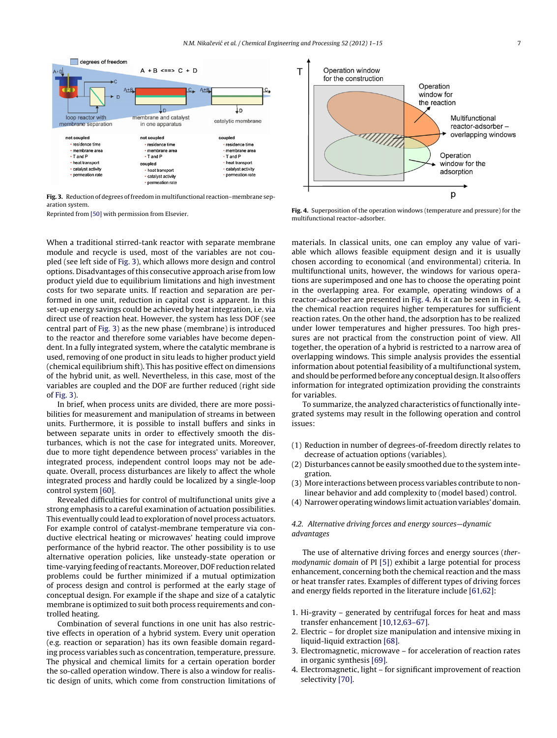degrees of freedom

A + B <==> C + D

loop reactor with membrane separation

membrane and catalyst in one apparatus

catalytic membrane

not coupled
- residence time
- membrane area
- T and P
- heat transport
- catalyst activity
- permeation rate

not coupled
- residence time
- membrane area
- T and P

coupled
- heat transport
- catalyst activity
- permeation rate

coupled
- residence time
- membrane area
- T and P
- heat transport
- catalyst activity
- permeation rate

**Fig. 3.** Reduction of degrees of freedom in multifunctional reaction–membrane separation system.

Reprinted from [50] with permission from Elsevier.

T

p

Operation window for the construction

Operation window for the reaction

Multifunctional reactor-adsorber – overlapping windows

Operation window for the adsorption

**Fig. 4.** Superposition of the operation windows (temperature and pressure) for the multifunctional reactor–adsorber.

When a traditional stirred-tank reactor with separate membrane module and recycle is used, most of the variables are not coupled (see left side of Fig. 3), which allows more design and control options. Disadvantages of this consecutive approach arise from low product yield due to equilibrium limitations and high investment costs for two separate units. If reaction and separation are performed in one unit, reduction in capital cost is apparent. In this set-up energy savings could be achieved by heat integration, i.e. via direct use of reaction heat. However, the system has less DOF (see central part of Fig. 3) as the new phase (membrane) is introduced to the reactor and therefore some variables have become dependent. In a fully integrated system, when the catalytic membrane is used, removing of one product in situ leads to higher product yield (chemical equilibrium shift). This has positive effect on dimensions of the hybrid unit, as well. Nevertheless, in this case, most of the variables are coupled and the DOF are further reduced (right side of Fig. 3).

In brief, when process units are divided, there are more possibilities for measurement and manipulation of streams in between units. Furthermore, it is possible to install buffers and sinks in between separate units in order to effectively smooth the disturbances, which is not the case for integrated units. Moreover, due to more tight dependence between process' variables in the integrated process, independent control loops may not be adequate. Overall, process disturbances are likely to affect the whole integrated process and hardly could be localized by a single-loop control system [60].

Revealed difficulties for control of multifunctional units give a strong emphasis to a careful examination of actuation possibilities. This eventually could lead to exploration of novel process actuators. For example control of catalyst-membrane temperature via conductive electrical heating or microwaves' heating could improve performance of the hybrid reactor. The other possibility is to use alternative operation policies, like unsteady-state operation or time-varying feeding of reactants. Moreover, DOF reduction related problems could be further minimized if a mutual optimization of process design and control is performed at the early stage of conceptual design. For example if the shape and size of a catalytic membrane is optimized to suit both process requirements and controlled heating.

Combination of several functions in one unit has also restrictive effects in operation of a hybrid system. Every unit operation (e.g. reaction or separation) has its own feasible domain regarding process variables such as concentration, temperature, pressure. The physical and chemical limits for a certain operation border the so-called operation window. There is also a window for realistic design of units, which come from construction limitations of materials. In classical units, one can employ any value of variable which allows feasible equipment design and it is usually chosen according to economical (and environmental) criteria. In multifunctional units, however, the windows for various operations are superimposed and one has to choose the operating point in the overlapping area. For example, operating windows of a reactor–adsorber are presented in Fig. 4. As it can be seen in Fig. 4, the chemical reaction requires higher temperatures for sufficient reaction rates. On the other hand, the adsorption has to be realized under lower temperatures and higher pressures. Too high pressures are not practical from the construction point of view. All together, the operation of a hybrid is restricted to a narrow area of overlapping windows. This simple analysis provides the essential information about potential feasibility of a multifunctional system, and should be performed before any conceptual design. It also offers information for integrated optimization providing the constraints for variables.

To summarize, the analyzed characteristics of functionally integrated systems may result in the following operation and control issues:

(1) Reduction in number of degrees-of-freedom directly relates to decrease of actuation options (variables).
(2) Disturbances cannot be easily smoothed due to the system integration.
(3) More interactions between process variables contribute to non-linear behavior and add complexity to (model based) control.
(4) Narrower operating windows limit actuation variables' domain.

### 4.2. Alternative driving forces and energy sources—dynamic advantages

The use of alternative driving forces and energy sources (*thermodynamic domain* of PI [5]) exhibit a large potential for process enhancement, concerning both the chemical reaction and the mass or heat transfer rates. Examples of different types of driving forces and energy fields reported in the literature include [61,62]:

1. Hi-gravity – generated by centrifugal forces for heat and mass transfer enhancement [10,12,63–67].
2. Electric – for droplet size manipulation and intensive mixing in liquid-liquid extraction [68].
3. Electromagnetic, microwave – for acceleration of reaction rates in organic synthesis [69].
4. Electromagnetic, light – for significant improvement of reaction selectivity [70].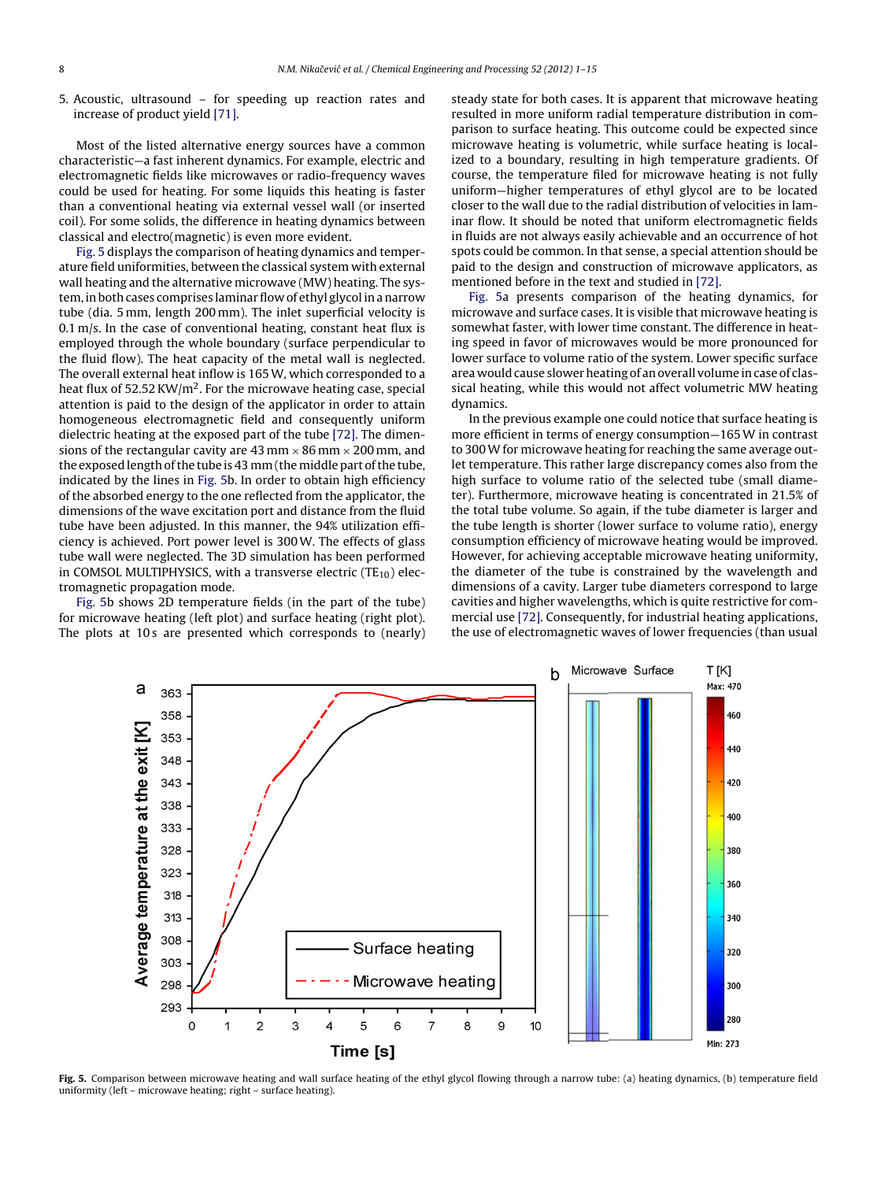5. Acoustic, ultrasound – for speeding up reaction rates and increase of product yield [71].

Most of the listed alternative energy sources have a common characteristic—a fast inherent dynamics. For example, electric and electromagnetic fields like microwaves or radio-frequency waves could be used for heating. For some liquids this heating is faster than a conventional heating via external vessel wall (or inserted coil). For some solids, the difference in heating dynamics between classical and electro(magnetic) is even more evident.

Fig. 5 displays the comparison of heating dynamics and temperature field uniformities, between the classical system with external wall heating and the alternative microwave (MW) heating. The system, in both cases comprises laminar flow of ethyl glycol in a narrow tube (dia. 5 mm, length 200 mm). The inlet superficial velocity is 0.1 m/s. In the case of conventional heating, constant heat flux is employed through the whole boundary (surface perpendicular to the fluid flow). The heat capacity of the metal wall is neglected. The overall external heat inflow is 165 W, which corresponded to a heat flux of 52.52 KW/m$^2$. For the microwave heating case, special attention is paid to the design of the applicator in order to attain homogeneous electromagnetic field and consequently uniform dielectric heating at the exposed part of the tube [72]. The dimensions of the rectangular cavity are 43 mm × 86 mm × 200 mm, and the exposed length of the tube is 43 mm (the middle part of the tube, indicated by the lines in Fig. 5b. In order to obtain high efficiency of the absorbed energy to the one reflected from the applicator, the dimensions of the wave excitation port and distance from the fluid tube have been adjusted. In this manner, the 94% utilization efficiency is achieved. Port power level is 300 W. The effects of glass tube wall were neglected. The 3D simulation has been performed in COMSOL MULTIPHYSICS, with a transverse electric (TE$_{10}$) electromagnetic propagation mode.

Fig. 5b shows 2D temperature fields (in the part of the tube) for microwave heating (left plot) and surface heating (right plot). The plots at 10 s are presented which corresponds to (nearly) steady state for both cases. It is apparent that microwave heating resulted in more uniform radial temperature distribution in comparison to surface heating. This outcome could be expected since microwave heating is volumetric, while surface heating is localized to a boundary, resulting in high temperature gradients. Of course, the temperature filed for microwave heating is not fully uniform—higher temperatures of ethyl glycol are to be located closer to the wall due to the radial distribution of velocities in laminar flow. It should be noted that uniform electromagnetic fields in fluids are not always easily achievable and an occurrence of hot spots could be common. In that sense, a special attention should be paid to the design and construction of microwave applicators, as mentioned before in the text and studied in [72].

Fig. 5a presents comparison of the heating dynamics, for microwave and surface cases. It is visible that microwave heating is somewhat faster, with lower time constant. The difference in heating speed in favor of microwaves would be more pronounced for lower surface to volume ratio of the system. Lower specific surface area would cause slower heating of an overall volume in case of classical heating, while this would not affect volumetric MW heating dynamics.

In the previous example one could notice that surface heating is more efficient in terms of energy consumption—165 W in contrast to 300 W for microwave heating for reaching the same average outlet temperature. This rather large discrepancy comes also from the high surface to volume ratio of the selected tube (small diameter). Furthermore, microwave heating is concentrated in 21.5% of the total tube volume. So again, if the tube diameter is larger and the tube length is shorter (lower surface to volume ratio), energy consumption efficiency of microwave heating would be improved. However, for achieving acceptable microwave heating uniformity, the diameter of the tube is constrained by the wavelength and dimensions of a cavity. Larger tube diameters correspond to large cavities and higher wavelengths, which is quite restrictive for commercial use [72]. Consequently, for industrial heating applications, the use of electromagnetic waves of lower frequencies (than usual

**Fig. 5.** Comparison between microwave heating and wall surface heating of the ethyl glycol flowing through a narrow tube: (a) heating dynamics, (b) temperature field uniformity (left – microwave heating; right – surface heating).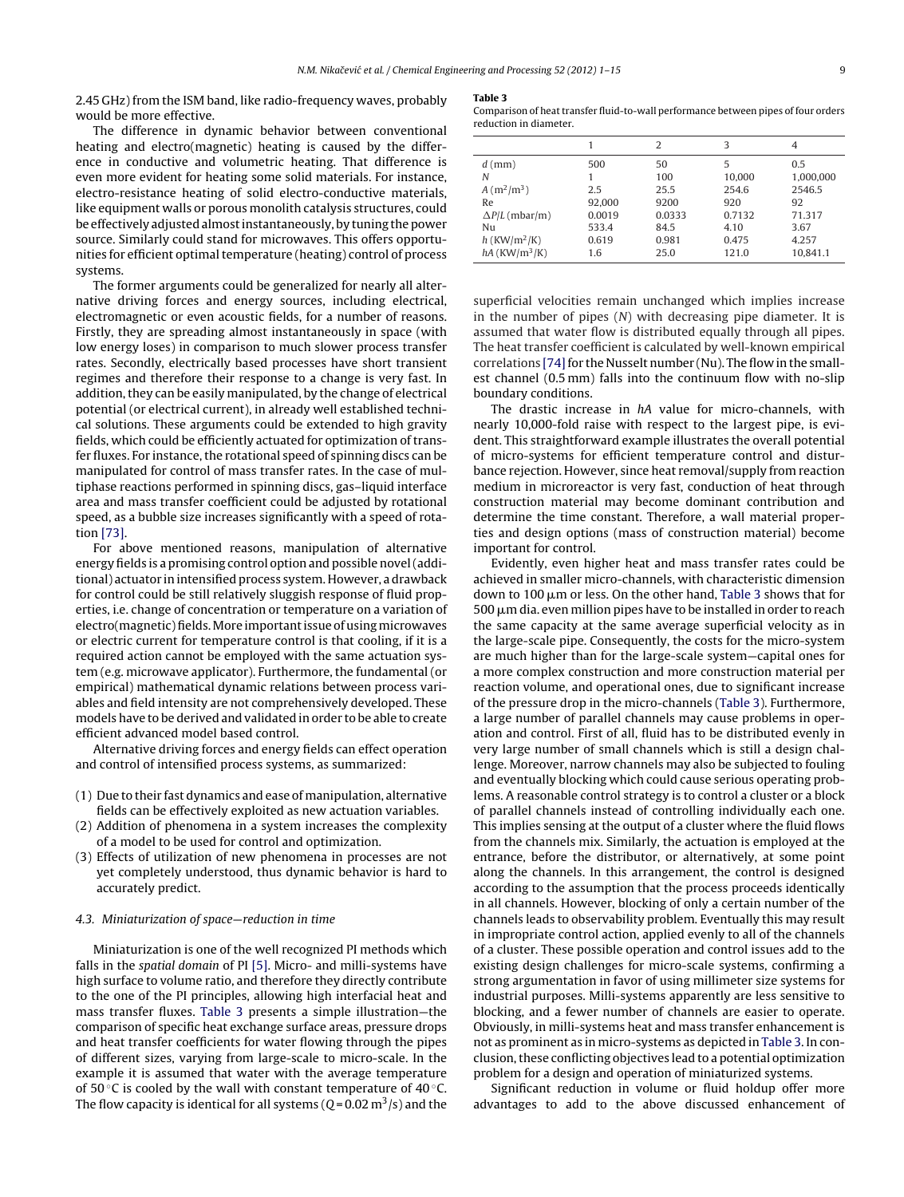2.45 GHz) from the ISM band, like radio-frequency waves, probably would be more effective.

The difference in dynamic behavior between conventional heating and electro(magnetic) heating is caused by the difference in conductive and volumetric heating. That difference is even more evident for heating some solid materials. For instance, electro-resistance heating of solid electro-conductive materials, like equipment walls or porous monolith catalysis structures, could be effectively adjusted almost instantaneously, by tuning the power source. Similarly could stand for microwaves. This offers opportunities for efficient optimal temperature (heating) control of process systems.

The former arguments could be generalized for nearly all alternative driving forces and energy sources, including electrical, electromagnetic or even acoustic fields, for a number of reasons. Firstly, they are spreading almost instantaneously in space (with low energy loses) in comparison to much slower process transfer rates. Secondly, electrically based processes have short transient regimes and therefore their response to a change is very fast. In addition, they can be easily manipulated, by the change of electrical potential (or electrical current), in already well established technical solutions. These arguments could be extended to high gravity fields, which could be efficiently actuated for optimization of transfer fluxes. For instance, the rotational speed of spinning discs can be manipulated for control of mass transfer rates. In the case of multiphase reactions performed in spinning discs, gas–liquid interface area and mass transfer coefficient could be adjusted by rotational speed, as a bubble size increases significantly with a speed of rotation [73].

For above mentioned reasons, manipulation of alternative energy fields is a promising control option and possible novel (additional) actuator in intensified process system. However, a drawback for control could be still relatively sluggish response of fluid properties, i.e. change of concentration or temperature on a variation of electro(magnetic) fields. More important issue of using microwaves or electric current for temperature control is that cooling, if it is a required action cannot be employed with the same actuation system (e.g. microwave applicator). Furthermore, the fundamental (or empirical) mathematical dynamic relations between process variables and field intensity are not comprehensively developed. These models have to be derived and validated in order to be able to create efficient advanced model based control.

Alternative driving forces and energy fields can effect operation and control of intensified process systems, as summarized:

(1) Due to their fast dynamics and ease of manipulation, alternative fields can be effectively exploited as new actuation variables.
(2) Addition of phenomena in a system increases the complexity of a model to be used for control and optimization.
(3) Effects of utilization of new phenomena in processes are not yet completely understood, thus dynamic behavior is hard to accurately predict.

### 4.3. Miniaturization of space—reduction in time

Miniaturization is one of the well recognized PI methods which falls in the *spatial domain* of PI [5]. Micro- and milli-systems have high surface to volume ratio, and therefore they directly contribute to the one of the PI principles, allowing high interfacial heat and mass transfer fluxes. Table 3 presents a simple illustration—the comparison of specific heat exchange surface areas, pressure drops and heat transfer coefficients for water flowing through the pipes of different sizes, varying from large-scale to micro-scale. In the example it is assumed that water with the average temperature of 50 °C is cooled by the wall with constant temperature of 40 °C. The flow capacity is identical for all systems ($Q = 0.02\ \mathrm{m^3/s}$) and the superficial velocities remain unchanged which implies increase in the number of pipes ($N$) with decreasing pipe diameter. It is assumed that water flow is distributed equally through all pipes. The heat transfer coefficient is calculated by well-known empirical correlations [74] for the Nusselt number (Nu). The flow in the smallest channel (0.5 mm) falls into the continuum flow with no-slip boundary conditions.

**Table 3**
Comparison of heat transfer fluid-to-wall performance between pipes of four orders reduction in diameter.

| | 1 | 2 | 3 | 4 |
|---|---|---|---|---|
| $d$ (mm) | 500 | 50 | 5 | 0.5 |
| $N$ | 1 | 100 | 10,000 | 1,000,000 |
| $A$ ($\mathrm{m^2/m^3}$) | 2.5 | 25.5 | 254.6 | 2546.5 |
| Re | 92,000 | 9200 | 920 | 92 |
| $\Delta P/L$ (mbar/m) | 0.0019 | 0.0333 | 0.7132 | 71.317 |
| Nu | 533.4 | 84.5 | 4.10 | 3.67 |
| $h$ ($\mathrm{KW/m^2/K}$) | 0.619 | 0.981 | 0.475 | 4.257 |
| $hA$ ($\mathrm{KW/m^3/K}$) | 1.6 | 25.0 | 121.0 | 10,841.1 |

The drastic increase in $hA$ value for micro-channels, with nearly 10,000-fold raise with respect to the largest pipe, is evident. This straightforward example illustrates the overall potential of micro-systems for efficient temperature control and disturbance rejection. However, since heat removal/supply from reaction medium in microreactor is very fast, conduction of heat through construction material may become dominant contribution and determine the time constant. Therefore, a wall material properties and design options (mass of construction material) become important for control.

Evidently, even higher heat and mass transfer rates could be achieved in smaller micro-channels, with characteristic dimension down to 100 μm or less. On the other hand, Table 3 shows that for 500 μm dia. even million pipes have to be installed in order to reach the same capacity at the same average superficial velocity as in the large-scale pipe. Consequently, the costs for the micro-system are much higher than for the large-scale system—capital ones for a more complex construction and more construction material per reaction volume, and operational ones, due to significant increase of the pressure drop in the micro-channels (Table 3). Furthermore, a large number of parallel channels may cause problems in operation and control. First of all, fluid has to be distributed evenly in very large number of small channels which is still a design challenge. Moreover, narrow channels may also be subjected to fouling and eventually blocking which could cause serious operating problems. A reasonable control strategy is to control a cluster or a block of parallel channels instead of controlling individually each one. This implies sensing at the output of a cluster where the fluid flows from the channels mix. Similarly, the actuation is employed at the entrance, before the distributor, or alternatively, at some point along the channels. In this arrangement, the control is designed according to the assumption that the process proceeds identically in all channels. However, blocking of only a certain number of the channels leads to observability problem. Eventually this may result in inappropriate control action, applied evenly to all of the channels of a cluster. These possible operation and control issues add to the existing design challenges for micro-scale systems, confirming a strong argumentation in favor of using millimeter size systems for industrial purposes. Milli-systems apparently are less sensitive to blocking, and a fewer number of channels are easier to operate. Obviously, in milli-systems heat and mass transfer enhancement is not as prominent as in micro-systems as depicted in Table 3. In conclusion, these conflicting objectives lead to a potential optimization problem for a design and operation of miniaturized systems.

Significant reduction in volume or fluid holdup offer more advantages to add to the above discussed enhancement of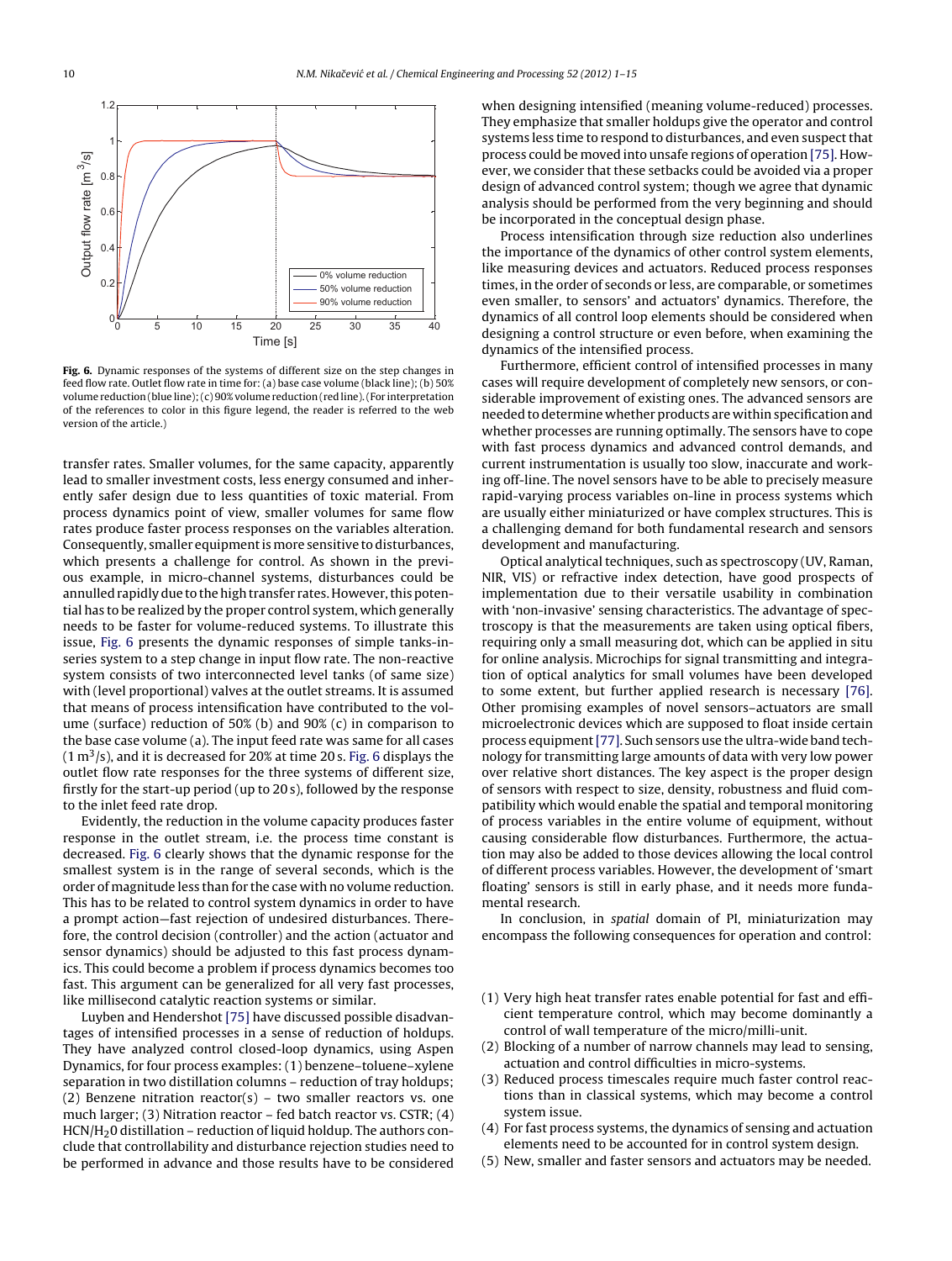1.2

1

0.8

0.6

0.4

0.2

0

Output flow rate [m$^3$/s]

0 5 10 15 20 25 30 35 40

Time [s]

0% volume reduction

50% volume reduction

90% volume reduction

**Fig. 6.** Dynamic responses of the systems of different size on the step changes in feed flow rate. Outlet flow rate in time for: (a) base case volume (black line); (b) 50% volume reduction (blue line); (c) 90% volume reduction (red line). (For interpretation of the references to color in this figure legend, the reader is referred to the web version of the article.)

transfer rates. Smaller volumes, for the same capacity, apparently lead to smaller investment costs, less energy consumed and inherently safer design due to less quantities of toxic material. From process dynamics point of view, smaller volumes for same flow rates produce faster process responses on the variables alteration. Consequently, smaller equipment is more sensitive to disturbances, which presents a challenge for control. As shown in the previous example, in micro-channel systems, disturbances could be annulled rapidly due to the high transfer rates. However, this potential has to be realized by the proper control system, which generally needs to be faster for volume-reduced systems. To illustrate this issue, Fig. 6 presents the dynamic responses of simple tanks-in-series system to a step change in input flow rate. The non-reactive system consists of two interconnected level tanks (of same size) with (level proportional) valves at the outlet streams. It is assumed that means of process intensification have contributed to the volume (surface) reduction of 50% (b) and 90% (c) in comparison to the base case volume (a). The input feed rate was same for all cases (1 $m^3$/s), and it is decreased for 20% at time 20 s. Fig. 6 displays the outlet flow rate responses for the three systems of different size, firstly for the start-up period (up to 20 s), followed by the response to the inlet feed rate drop.

Evidently, the reduction in the volume capacity produces faster response in the outlet stream, i.e. the process time constant is decreased. Fig. 6 clearly shows that the dynamic response for the smallest system is in the range of several seconds, which is the order of magnitude less than for the case with no volume reduction. This has to be related to control system dynamics in order to have a prompt action—fast rejection of undesired disturbances. Therefore, the control decision (controller) and the action (actuator and sensor dynamics) should be adjusted to this fast process dynamics. This could become a problem if process dynamics becomes too fast. This argument can be generalized for all very fast processes, like millisecond catalytic reaction systems or similar.

Luyben and Hendershot [75] have discussed possible disadvantages of intensified processes in a sense of reduction of holdups. They have analyzed control closed-loop dynamics, using Aspen Dynamics, for four process examples: (1) benzene–toluene–xylene separation in two distillation columns – reduction of tray holdups; (2) Benzene nitration reactor(s) – two smaller reactors vs. one much larger; (3) Nitration reactor – fed batch reactor vs. CSTR; (4) $HCN/H_20$ distillation – reduction of liquid holdup. The authors conclude that controllability and disturbance rejection studies need to be performed in advance and those results have to be considered when designing intensified (meaning volume-reduced) processes. They emphasize that smaller holdups give the operator and control systems less time to respond to disturbances, and even suspect that process could be moved into unsafe regions of operation [75]. However, we consider that these setbacks could be avoided via a proper design of advanced control system; though we agree that dynamic analysis should be performed from the very beginning and should be incorporated in the conceptual design phase.

Process intensification through size reduction also underlines the importance of the dynamics of other control system elements, like measuring devices and actuators. Reduced process responses times, in the order of seconds or less, are comparable, or sometimes even smaller, to sensors' and actuators' dynamics. Therefore, the dynamics of all control loop elements should be considered when designing a control structure or even before, when examining the dynamics of the intensified process.

Furthermore, efficient control of intensified processes in many cases will require development of completely new sensors, or considerable improvement of existing ones. The advanced sensors are needed to determine whether products are within specification and whether processes are running optimally. The sensors have to cope with fast process dynamics and advanced control demands, and current instrumentation is usually too slow, inaccurate and working off-line. The novel sensors have to be able to precisely measure rapid-varying process variables on-line in process systems which are usually either miniaturized or have complex structures. This is a challenging demand for both fundamental research and sensors development and manufacturing.

Optical analytical techniques, such as spectroscopy (UV, Raman, NIR, VIS) or refractive index detection, have good prospects of implementation due to their versatile usability in combination with 'non-invasive' sensing characteristics. The advantage of spectroscopy is that the measurements are taken using optical fibers, requiring only a small measuring dot, which can be applied in situ for online analysis. Microchips for signal transmitting and integration of optical analytics for small volumes have been developed to some extent, but further applied research is necessary [76]. Other promising examples of novel sensors–actuators are small microelectronic devices which are supposed to float inside certain process equipment [77]. Such sensors use the ultra-wide band technology for transmitting large amounts of data with very low power over relative short distances. The key aspect is the proper design of sensors with respect to size, density, robustness and fluid compatibility which would enable the spatial and temporal monitoring of process variables in the entire volume of equipment, without causing considerable flow disturbances. Furthermore, the actuation may also be added to those devices allowing the local control of different process variables. However, the development of 'smart floating' sensors is still in early phase, and it needs more fundamental research.

In conclusion, in *spatial* domain of PI, miniaturization may encompass the following consequences for operation and control:

(1) Very high heat transfer rates enable potential for fast and efficient temperature control, which may become dominantly a control of wall temperature of the micro/milli-unit.
(2) Blocking of a number of narrow channels may lead to sensing, actuation and control difficulties in micro-systems.
(3) Reduced process timescales require much faster control reactions than in classical systems, which may become a control system issue.
(4) For fast process systems, the dynamics of sensing and actuation elements need to be accounted for in control system design.
(5) New, smaller and faster sensors and actuators may be needed.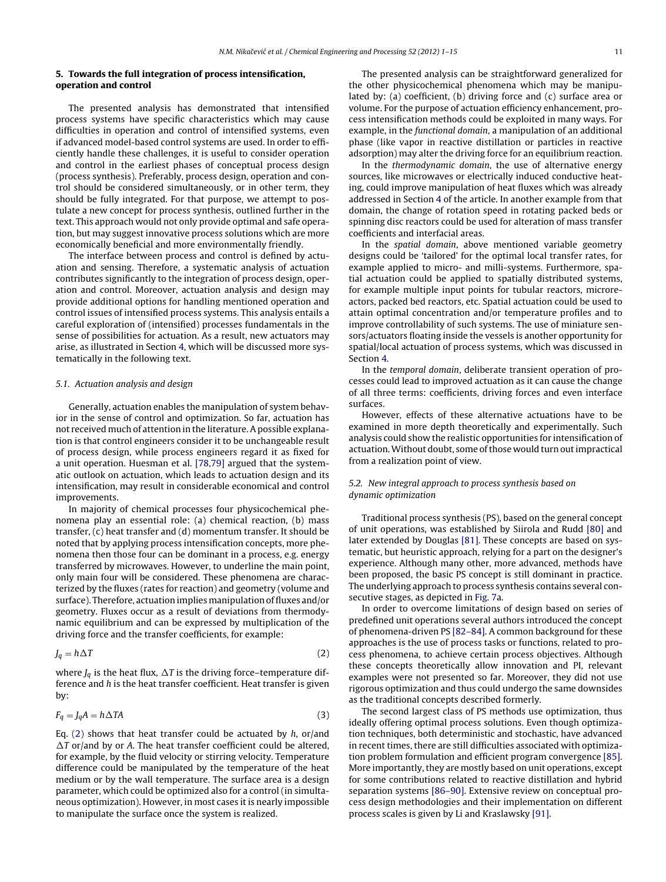## 5. Towards the full integration of process intensification, operation and control

The presented analysis has demonstrated that intensified process systems have specific characteristics which may cause difficulties in operation and control of intensified systems, even if advanced model-based control systems are used. In order to efficiently handle these challenges, it is useful to consider operation and control in the earliest phases of conceptual process design (process synthesis). Preferably, process design, operation and control should be considered simultaneously, or in other term, they should be fully integrated. For that purpose, we attempt to postulate a new concept for process synthesis, outlined further in the text. This approach would not only provide optimal and safe operation, but may suggest innovative process solutions which are more economically beneficial and more environmentally friendly.

The interface between process and control is defined by actuation and sensing. Therefore, a systematic analysis of actuation contributes significantly to the integration of process design, operation and control. Moreover, actuation analysis and design may provide additional options for handling mentioned operation and control issues of intensified process systems. This analysis entails a careful exploration of (intensified) processes fundamentals in the sense of possibilities for actuation. As a result, new actuators may arise, as illustrated in Section 4, which will be discussed more systematically in the following text.

### 5.1. Actuation analysis and design

Generally, actuation enables the manipulation of system behavior in the sense of control and optimization. So far, actuation has not received much of attention in the literature. A possible explanation is that control engineers consider it to be unchangeable result of process design, while process engineers regard it as fixed for a unit operation. Huesman et al. [78,79] argued that the systematic outlook on actuation, which leads to actuation design and its intensification, may result in considerable economical and control improvements.

In majority of chemical processes four physicochemical phenomena play an essential role: (a) chemical reaction, (b) mass transfer, (c) heat transfer and (d) momentum transfer. It should be noted that by applying process intensification concepts, more phenomena then those four can be dominant in a process, e.g. energy transferred by microwaves. However, to underline the main point, only main four will be considered. These phenomena are characterized by the fluxes (rates for reaction) and geometry (volume and surface). Therefore, actuation implies manipulation of fluxes and/or geometry. Fluxes occur as a result of deviations from thermodynamic equilibrium and can be expressed by multiplication of the driving force and the transfer coefficients, for example:

$$J_q = h\Delta T \tag{2}$$

where $J_q$ is the heat flux, $\Delta T$ is the driving force–temperature difference and $h$ is the heat transfer coefficient. Heat transfer is given by:

$$F_q = J_q A = h\Delta T A \tag{3}$$

Eq. (2) shows that heat transfer could be actuated by $h$, or/and $\Delta T$ or/and by or $A$. The heat transfer coefficient could be altered, for example, by the fluid velocity or stirring velocity. Temperature difference could be manipulated by the temperature of the heat medium or by the wall temperature. The surface area is a design parameter, which could be optimized also for a control (in simultaneous optimization). However, in most cases it is nearly impossible to manipulate the surface once the system is realized.

The presented analysis can be straightforward generalized for the other physicochemical phenomena which may be manipulated by: (a) coefficient, (b) driving force and (c) surface area or volume. For the purpose of actuation efficiency enhancement, process intensification methods could be exploited in many ways. For example, in the *functional domain*, a manipulation of an additional phase (like vapor in reactive distillation or particles in reactive adsorption) may alter the driving force for an equilibrium reaction.

In the *thermodynamic domain*, the use of alternative energy sources, like microwaves or electrically induced conductive heating, could improve manipulation of heat fluxes which was already addressed in Section 4 of the article. In another example from that domain, the change of rotation speed in rotating packed beds or spinning disc reactors could be used for alteration of mass transfer coefficients and interfacial areas.

In the *spatial domain*, above mentioned variable geometry designs could be 'tailored' for the optimal local transfer rates, for example applied to micro- and milli-systems. Furthermore, spatial actuation could be applied to spatially distributed systems, for example multiple input points for tubular reactors, microreactors, packed bed reactors, etc. Spatial actuation could be used to attain optimal concentration and/or temperature profiles and to improve controllability of such systems. The use of miniature sensors/actuators floating inside the vessels is another opportunity for spatial/local actuation of process systems, which was discussed in Section 4.

In the *temporal domain*, deliberate transient operation of processes could lead to improved actuation as it can cause the change of all three terms: coefficients, driving forces and even interface surfaces.

However, effects of these alternative actuations have to be examined in more depth theoretically and experimentally. Such analysis could show the realistic opportunities for intensification of actuation. Without doubt, some of those would turn out impractical from a realization point of view.

### 5.2. New integral approach to process synthesis based on dynamic optimization

Traditional process synthesis (PS), based on the general concept of unit operations, was established by Siirola and Rudd [80] and later extended by Douglas [81]. These concepts are based on systematic, but heuristic approach, relying for a part on the designer's experience. Although many other, more advanced, methods have been proposed, the basic PS concept is still dominant in practice. The underlying approach to process synthesis contains several consecutive stages, as depicted in Fig. 7a.

In order to overcome limitations of design based on series of predefined unit operations several authors introduced the concept of phenomena-driven PS [82–84]. A common background for these approaches is the use of process tasks or functions, related to process phenomena, to achieve certain process objectives. Although these concepts theoretically allow innovation and PI, relevant examples were not presented so far. Moreover, they did not use rigorous optimization and thus could undergo the same downsides as the traditional concepts described formerly.

The second largest class of PS methods use optimization, thus ideally offering optimal process solutions. Even though optimization techniques, both deterministic and stochastic, have advanced in recent times, there are still difficulties associated with optimization problem formulation and efficient program convergence [85]. More importantly, they are mostly based on unit operations, except for some contributions related to reactive distillation and hybrid separation systems [86–90]. Extensive review on conceptual process design methodologies and their implementation on different process scales is given by Li and Kraslawsky [91].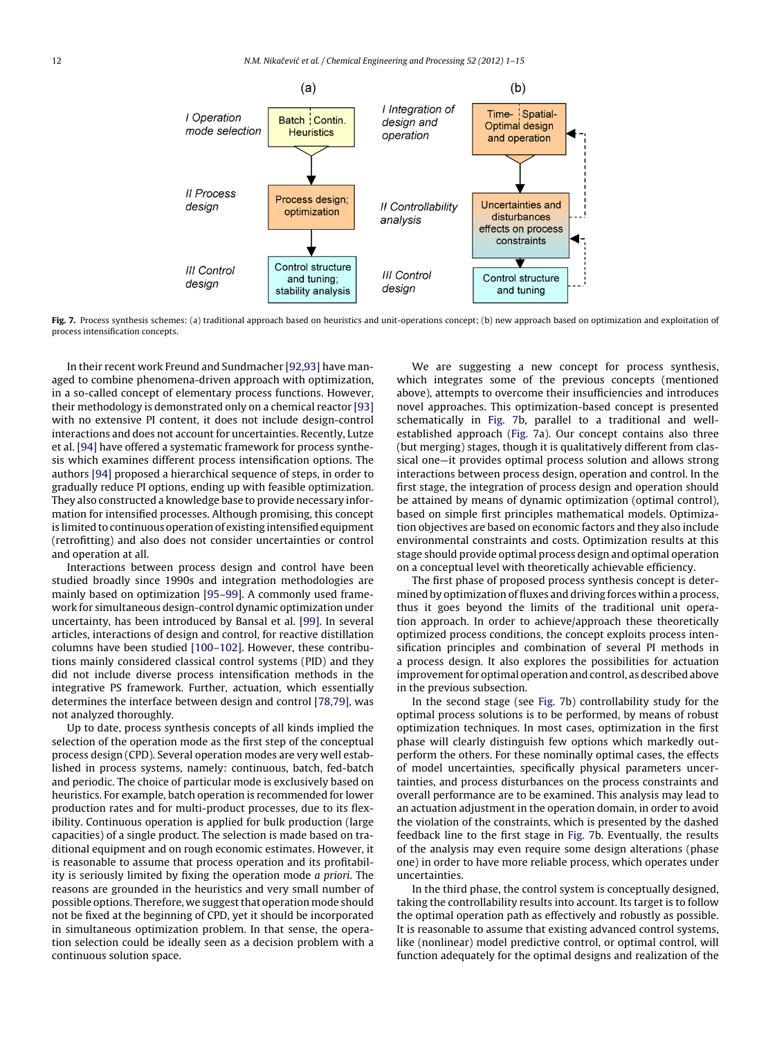**Fig. 7.** Process synthesis schemes: (a) traditional approach based on heuristics and unit-operations concept; (b) new approach based on optimization and exploitation of process intensification concepts.

In their recent work Freund and Sundmacher [92,93] have managed to combine phenomena-driven approach with optimization, in a so-called concept of elementary process functions. However, their methodology is demonstrated only on a chemical reactor [93] with no extensive PI content, it does not include design-control interactions and does not account for uncertainties. Recently, Lutze et al. [94] have offered a systematic framework for process synthesis which examines different process intensification options. The authors [94] proposed a hierarchical sequence of steps, in order to gradually reduce PI options, ending up with feasible optimization. They also constructed a knowledge base to provide necessary information for intensified processes. Although promising, this concept is limited to continuous operation of existing intensified equipment (retrofitting) and also does not consider uncertainties or control and operation at all.

Interactions between process design and control have been studied broadly since 1990s and integration methodologies are mainly based on optimization [95–99]. A commonly used framework for simultaneous design-control dynamic optimization under uncertainty, has been introduced by Bansal et al. [99]. In several articles, interactions of design and control, for reactive distillation columns have been studied [100–102]. However, these contributions mainly considered classical control systems (PID) and they did not include diverse process intensification methods in the integrative PS framework. Further, actuation, which essentially determines the interface between design and control [78,79], was not analyzed thoroughly.

Up to date, process synthesis concepts of all kinds implied the selection of the operation mode as the first step of the conceptual process design (CPD). Several operation modes are very well established in process systems, namely: continuous, batch, fed-batch and periodic. The choice of particular mode is exclusively based on heuristics. For example, batch operation is recommended for lower production rates and for multi-product processes, due to its flexibility. Continuous operation is applied for bulk production (large capacities) of a single product. The selection is made based on traditional equipment and on rough economic estimates. However, it is reasonable to assume that process operation and its profitability is seriously limited by fixing the operation mode *a priori*. The reasons are grounded in the heuristics and very small number of possible options. Therefore, we suggest that operation mode should not be fixed at the beginning of CPD, yet it should be incorporated in simultaneous optimization problem. In that sense, the operation selection could be ideally seen as a decision problem with a continuous solution space.

We are suggesting a new concept for process synthesis, which integrates some of the previous concepts (mentioned above), attempts to overcome their insufficiencies and introduces novel approaches. This optimization-based concept is presented schematically in Fig. 7b, parallel to a traditional and well-established approach (Fig. 7a). Our concept contains also three (but merging) stages, though it is qualitatively different from classical one—it provides optimal process solution and allows strong interactions between process design, operation and control. In the first stage, the integration of process design and operation should be attained by means of dynamic optimization (optimal control), based on simple first principles mathematical models. Optimization objectives are based on economic factors and they also include environmental constraints and costs. Optimization results at this stage should provide optimal process design and optimal operation on a conceptual level with theoretically achievable efficiency.

The first phase of proposed process synthesis concept is determined by optimization of fluxes and driving forces within a process, thus it goes beyond the limits of the traditional unit operation approach. In order to achieve/approach these theoretically optimized process conditions, the concept exploits process intensification principles and combination of several PI methods in a process design. It also explores the possibilities for actuation improvement for optimal operation and control, as described above in the previous subsection.

In the second stage (see Fig. 7b) controllability study for the optimal process solutions is to be performed, by means of robust optimization techniques. In most cases, optimization in the first phase will clearly distinguish few options which markedly outperform the others. For these nominally optimal cases, the effects of model uncertainties, specifically physical parameters uncertainties, and process disturbances on the process constraints and overall performance are to be examined. This analysis may lead to an actuation adjustment in the operation domain, in order to avoid the violation of the constraints, which is presented by the dashed feedback line to the first stage in Fig. 7b. Eventually, the results of the analysis may even require some design alterations (phase one) in order to have more reliable process, which operates under uncertainties.

In the third phase, the control system is conceptually designed, taking the controllability results into account. Its target is to follow the optimal operation path as effectively and robustly as possible. It is reasonable to assume that existing advanced control systems, like (nonlinear) model predictive control, or optimal control, will function adequately for the optimal designs and realization of the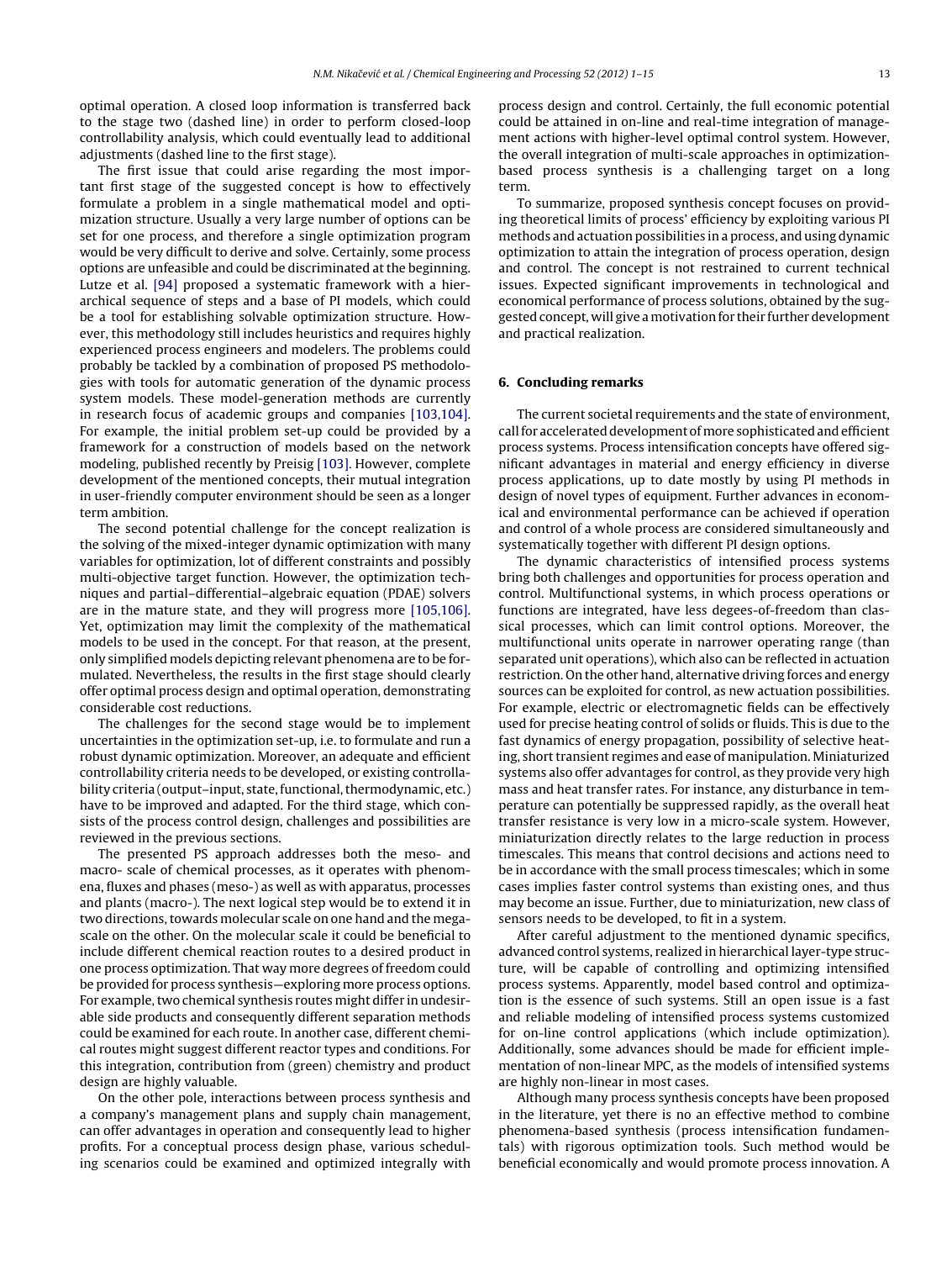optimal operation. A closed loop information is transferred back to the stage two (dashed line) in order to perform closed-loop controllability analysis, which could eventually lead to additional adjustments (dashed line to the first stage).

The first issue that could arise regarding the most important first stage of the suggested concept is how to effectively formulate a problem in a single mathematical model and optimization structure. Usually a very large number of options can be set for one process, and therefore a single optimization program would be very difficult to derive and solve. Certainly, some process options are unfeasible and could be discriminated at the beginning. Lutze et al. [94] proposed a systematic framework with a hierarchical sequence of steps and a base of PI models, which could be a tool for establishing solvable optimization structure. However, this methodology still includes heuristics and requires highly experienced process engineers and modelers. The problems could probably be tackled by a combination of proposed PS methodologies with tools for automatic generation of the dynamic process system models. These model-generation methods are currently in research focus of academic groups and companies [103,104]. For example, the initial problem set-up could be provided by a framework for a construction of models based on the network modeling, published recently by Preisig [103]. However, complete development of the mentioned concepts, their mutual integration in user-friendly computer environment should be seen as a longer term ambition.

The second potential challenge for the concept realization is the solving of the mixed-integer dynamic optimization with many variables for optimization, lot of different constraints and possibly multi-objective target function. However, the optimization techniques and partial–differential–algebraic equation (PDAE) solvers are in the mature state, and they will progress more [105,106]. Yet, optimization may limit the complexity of the mathematical models to be used in the concept. For that reason, at the present, only simplified models depicting relevant phenomena are to be formulated. Nevertheless, the results in the first stage should clearly offer optimal process design and optimal operation, demonstrating considerable cost reductions.

The challenges for the second stage would be to implement uncertainties in the optimization set-up, i.e. to formulate and run a robust dynamic optimization. Moreover, an adequate and efficient controllability criteria needs to be developed, or existing controllability criteria (output–input, state, functional, thermodynamic, etc.) have to be improved and adapted. For the third stage, which consists of the process control design, challenges and possibilities are reviewed in the previous sections.

The presented PS approach addresses both the meso- and macro- scale of chemical processes, as it operates with phenomena, fluxes and phases (meso-) as well as with apparatus, processes and plants (macro-). The next logical step would be to extend it in two directions, towards molecular scale on one hand and the mega-scale on the other. On the molecular scale it could be beneficial to include different chemical reaction routes to a desired product in one process optimization. That way more degrees of freedom could be provided for process synthesis—exploring more process options. For example, two chemical synthesis routes might differ in undesirable side products and consequently different separation methods could be examined for each route. In another case, different chemical routes might suggest different reactor types and conditions. For this integration, contribution from (green) chemistry and product design are highly valuable.

On the other pole, interactions between process synthesis and a company's management plans and supply chain management, can offer advantages in operation and consequently lead to higher profits. For a conceptual process design phase, various scheduling scenarios could be examined and optimized integrally with process design and control. Certainly, the full economic potential could be attained in on-line and real-time integration of management actions with higher-level optimal control system. However, the overall integration of multi-scale approaches in optimization-based process synthesis is a challenging target on a long term.

To summarize, proposed synthesis concept focuses on providing theoretical limits of process' efficiency by exploiting various PI methods and actuation possibilities in a process, and using dynamic optimization to attain the integration of process operation, design and control. The concept is not restrained to current technical issues. Expected significant improvements in technological and economical performance of process solutions, obtained by the suggested concept, will give a motivation for their further development and practical realization.

## 6. Concluding remarks

The current societal requirements and the state of environment, call for accelerated development of more sophisticated and efficient process systems. Process intensification concepts have offered significant advantages in material and energy efficiency in diverse process applications, up to date mostly by using PI methods in design of novel types of equipment. Further advances in economical and environmental performance can be achieved if operation and control of a whole process are considered simultaneously and systematically together with different PI design options.

The dynamic characteristics of intensified process systems bring both challenges and opportunities for process operation and control. Multifunctional systems, in which process operations or functions are integrated, have less degees-of-freedom than classical processes, which can limit control options. Moreover, the multifunctional units operate in narrower operating range (than separated unit operations), which also can be reflected in actuation restriction. On the other hand, alternative driving forces and energy sources can be exploited for control, as new actuation possibilities. For example, electric or electromagnetic fields can be effectively used for precise heating control of solids or fluids. This is due to the fast dynamics of energy propagation, possibility of selective heating, short transient regimes and ease of manipulation. Miniaturized systems also offer advantages for control, as they provide very high mass and heat transfer rates. For instance, any disturbance in temperature can potentially be suppressed rapidly, as the overall heat transfer resistance is very low in a micro-scale system. However, miniaturization directly relates to the large reduction in process timescales. This means that control decisions and actions need to be in accordance with the small process timescales; which in some cases implies faster control systems than existing ones, and thus may become an issue. Further, due to miniaturization, new class of sensors needs to be developed, to fit in a system.

After careful adjustment to the mentioned dynamic specifics, advanced control systems, realized in hierarchical layer-type structure, will be capable of controlling and optimizing intensified process systems. Apparently, model based control and optimization is the essence of such systems. Still an open issue is a fast and reliable modeling of intensified process systems customized for on-line control applications (which include optimization). Additionally, some advances should be made for efficient implementation of non-linear MPC, as the models of intensified systems are highly non-linear in most cases.

Although many process synthesis concepts have been proposed in the literature, yet there is no an effective method to combine phenomena-based synthesis (process intensification fundamentals) with rigorous optimization tools. Such method would be beneficial economically and would promote process innovation. A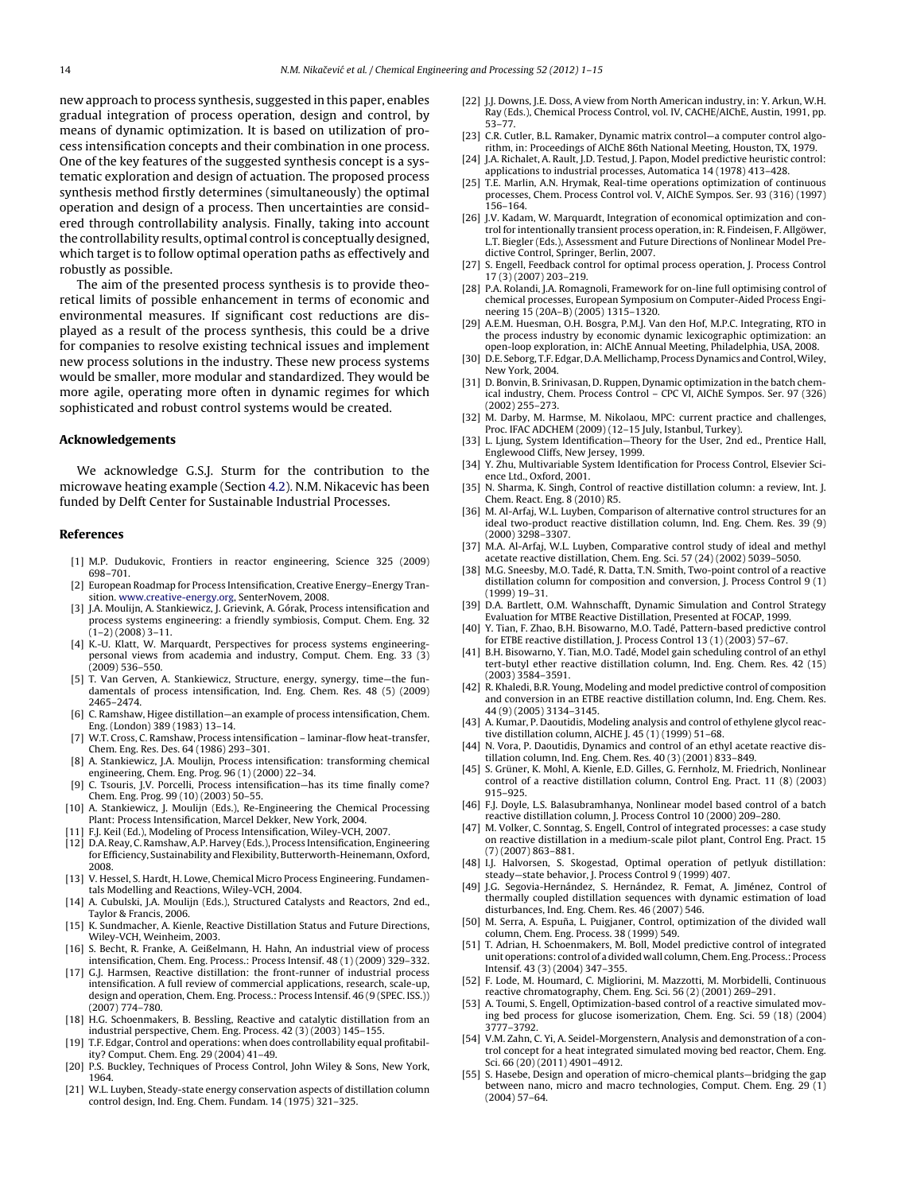new approach to process synthesis, suggested in this paper, enables gradual integration of process operation, design and control, by means of dynamic optimization. It is based on utilization of process intensification concepts and their combination in one process. One of the key features of the suggested synthesis concept is a systematic exploration and design of actuation. The proposed process synthesis method firstly determines (simultaneously) the optimal operation and design of a process. Then uncertainties are considered through controllability analysis. Finally, taking into account the controllability results, optimal control is conceptually designed, which target is to follow optimal operation paths as effectively and robustly as possible.

The aim of the presented process synthesis is to provide theoretical limits of possible enhancement in terms of economic and environmental measures. If significant cost reductions are displayed as a result of the process synthesis, this could be a drive for companies to resolve existing technical issues and implement new process solutions in the industry. These new process systems would be smaller, more modular and standardized. They would be more agile, operating more often in dynamic regimes for which sophisticated and robust control systems would be created.

## Acknowledgements

We acknowledge G.S.J. Sturm for the contribution to the microwave heating example (Section 4.2). N.M. Nikacevic has been funded by Delft Center for Sustainable Industrial Processes.

## References

[1] M.P. Dudukovic, Frontiers in reactor engineering, Science 325 (2009) 698–701.

[2] European Roadmap for Process Intensification, Creative Energy–Energy Transition. www.creative-energy.org, SenterNovem, 2008.

[3] J.A. Moulijn, A. Stankiewicz, J. Grievink, A. Górak, Process intensification and process systems engineering: a friendly symbiosis, Comput. Chem. Eng. 32 (1–2) (2008) 3–11.

[4] K.-U. Klatt, W. Marquardt, Perspectives for process systems engineering-personal views from academia and industry, Comput. Chem. Eng. 33 (3) (2009) 536–550.

[5] T. Van Gerven, A. Stankiewicz, Structure, energy, synergy, time—the fundamentals of process intensification, Ind. Eng. Chem. Res. 48 (5) (2009) 2465–2474.

[6] C. Ramshaw, Higee distillation—an example of process intensification, Chem. Eng. (London) 389 (1983) 13–14.

[7] W.T. Cross, C. Ramshaw, Process intensification – laminar-flow heat-transfer, Chem. Eng. Res. Des. 64 (1986) 293–301.

[8] A. Stankiewicz, J.A. Moulijn, Process intensification: transforming chemical engineering, Chem. Eng. Prog. 96 (1) (2000) 22–34.

[9] C. Tsouris, J.V. Porcelli, Process intensification—has its time finally come? Chem. Eng. Prog. 99 (10) (2003) 50–55.

[10] A. Stankiewicz, J. Moulijn (Eds.), Re-Engineering the Chemical Processing Plant: Process Intensification, Marcel Dekker, New York, 2004.

[11] F.J. Keil (Ed.), Modeling of Process Intensification, Wiley-VCH, 2007.

[12] D.A. Reay, C. Ramshaw, A.P. Harvey (Eds.), Process Intensification, Engineering for Efficiency, Sustainability and Flexibility, Butterworth-Heinemann, Oxford, 2008.

[13] V. Hessel, S. Hardt, H. Lowe, Chemical Micro Process Engineering. Fundamentals Modelling and Reactions, Wiley-VCH, 2004.

[14] A. Cubulski, J.A. Moulijn (Eds.), Structured Catalysts and Reactors, 2nd ed., Taylor & Francis, 2006.

[15] K. Sundmacher, A. Kienle, Reactive Distillation Status and Future Directions, Wiley-VCH, Weinheim, 2003.

[16] S. Becht, R. Franke, A. Geißelmann, H. Hahn, An industrial view of process intensification, Chem. Eng. Process.: Process Intensif. 48 (1) (2009) 329–332.

[17] G.J. Harmsen, Reactive distillation: the front-runner of industrial process intensification. A full review of commercial applications, research, scale-up, design and operation, Chem. Eng. Process.: Process Intensif. 46 (9 (SPEC. ISS.)) (2007) 774–780.

[18] H.G. Schoenmakers, B. Bessling, Reactive and catalytic distillation from an industrial perspective, Chem. Eng. Process. 42 (3) (2003) 145–155.

[19] T.F. Edgar, Control and operations: when does controllability equal profitability? Comput. Chem. Eng. 29 (2004) 41–49.

[20] P.S. Buckley, Techniques of Process Control, John Wiley & Sons, New York, 1964.

[21] W.L. Luyben, Steady-state energy conservation aspects of distillation column control design, Ind. Eng. Chem. Fundam. 14 (1975) 321–325.

[22] J.J. Downs, J.E. Doss, A view from North American industry, in: Y. Arkun, W.H. Ray (Eds.), Chemical Process Control, vol. IV, CACHE/AIChE, Austin, 1991, pp. 53–77.

[23] C.R. Cutler, B.L. Ramaker, Dynamic matrix control—a computer control algorithm, in: Proceedings of AIChE 86th National Meeting, Houston, TX, 1979.

[24] J.A. Richalet, A. Rault, J.D. Testud, J. Papon, Model predictive heuristic control: applications to industrial processes, Automatica 14 (1978) 413–428.

[25] T.E. Marlin, A.N. Hrymak, Real-time operations optimization of continuous processes, Chem. Process Control vol. V, AIChE Sympos. Ser. 93 (316) (1997) 156–164.

[26] J.V. Kadam, W. Marquardt, Integration of economical optimization and control for intentionally transient process operation, in: R. Findeisen, F. Allgöwer, L.T. Biegler (Eds.), Assessment and Future Directions of Nonlinear Model Predictive Control, Springer, Berlin, 2007.

[27] S. Engell, Feedback control for optimal process operation, J. Process Control 17 (3) (2007) 203–219.

[28] P.A. Rolandi, J.A. Romagnoli, Framework for on-line full optimising control of chemical processes, European Symposium on Computer-Aided Process Engineering 15 (20A–B) (2005) 1315–1320.

[29] A.E.M. Huesman, O.H. Bosgra, P.M.J. Van den Hof, M.P.C. Integrating, RTO in the process industry by economic dynamic lexicographic optimization: an open-loop exploration, in: AIChE Annual Meeting, Philadelphia, USA, 2008.

[30] D.E. Seborg, T.F. Edgar, D.A. Mellichamp, Process Dynamics and Control, Wiley, New York, 2004.

[31] D. Bonvin, B. Srinivasan, D. Ruppen, Dynamic optimization in the batch chemical industry, Chem. Process Control – CPC VI, AIChE Sympos. Ser. 97 (326) (2002) 255–273.

[32] M. Darby, M. Harmse, M. Nikolaou, MPC: current practice and challenges, Proc. IFAC ADCHEM (2009) (12–15 July, Istanbul, Turkey).

[33] L. Ljung, System Identification—Theory for the User, 2nd ed., Prentice Hall, Englewood Cliffs, New Jersey, 1999.

[34] Y. Zhu, Multivariable System Identification for Process Control, Elsevier Science Ltd., Oxford, 2001.

[35] N. Sharma, K. Singh, Control of reactive distillation column: a review, Int. J. Chem. React. Eng. 8 (2010) R5.

[36] M. Al-Arfaj, W.L. Luyben, Comparison of alternative control structures for an ideal two-product reactive distillation column, Ind. Eng. Chem. Res. 39 (9) (2000) 3298–3307.

[37] M.A. Al-Arfaj, W.L. Luyben, Comparative control study of ideal and methyl acetate reactive distillation, Chem. Eng. Sci. 57 (24) (2002) 5039–5050.

[38] M.G. Sneesby, M.O. Tadé, R. Datta, T.N. Smith, Two-point control of a reactive distillation column for composition and conversion, J. Process Control 9 (1) (1999) 19–31.

[39] D.A. Bartlett, O.M. Wahnschafft, Dynamic Simulation and Control Strategy Evaluation for MTBE Reactive Distillation, Presented at FOCAP, 1999.

[40] Y. Tian, F. Zhao, B.H. Bisowarno, M.O. Tadé, Pattern-based predictive control for ETBE reactive distillation, J. Process Control 13 (1) (2003) 57–67.

[41] B.H. Bisowarno, Y. Tian, M.O. Tadé, Model gain scheduling control of an ethyl tert-butyl ether reactive distillation column, Ind. Eng. Chem. Res. 42 (15) (2003) 3584–3591.

[42] R. Khaledi, B.R. Young, Modeling and model predictive control of composition and conversion in an ETBE reactive distillation column, Ind. Eng. Chem. Res. 44 (9) (2005) 3134–3145.

[43] A. Kumar, P. Daoutidis, Modeling analysis and control of ethylene glycol reactive distillation column, AIChE J. 45 (1) (1999) 51–68.

[44] N. Vora, P. Daoutidis, Dynamics and control of an ethyl acetate reactive distillation column, Ind. Eng. Chem. Res. 40 (3) (2001) 833–849.

[45] S. Grüner, K. Mohl, A. Kienle, E.D. Gilles, G. Fernholz, M. Friedrich, Nonlinear control of a reactive distillation column, Control Eng. Pract. 11 (8) (2003) 915–925.

[46] F.J. Doyle, L.S. Balasubramhanya, Nonlinear model based control of a batch reactive distillation column, J. Process Control 10 (2000) 209–280.

[47] M. Volker, C. Sonntag, S. Engell, Control of integrated processes: a case study on reactive distillation in a medium-scale pilot plant, Control Eng. Pract. 15 (7) (2007) 863–881.

[48] I.J. Halvorsen, S. Skogestad, Optimal operation of petlyuk distillation: steady—state behavior, J. Process Control 9 (1999) 407.

[49] J.G. Segovia-Hernández, S. Hernández, R. Femat, A. Jiménez, Control of thermally coupled distillation sequences with dynamic estimation of load disturbances, Ind. Eng. Chem. Res. 46 (2007) 546.

[50] M. Serra, A. Espuña, L. Puigjaner, Control, optimization of the divided wall column, Chem. Eng. Process. 38 (1999) 549.

[51] T. Adrian, H. Schoenmakers, M. Boll, Model predictive control of integrated unit operations: control of a divided wall column, Chem. Eng. Process.: Process Intensif. 43 (3) (2004) 347–355.

[52] F. Lode, M. Houmard, C. Migliorini, M. Mazzotti, M. Morbidelli, Continuous reactive chromatography, Chem. Eng. Sci. 56 (2) (2001) 269–291.

[53] A. Toumi, S. Engell, Optimization-based control of a reactive simulated moving bed process for glucose isomerization, Chem. Eng. Sci. 59 (18) (2004) 3777–3792.

[54] V.M. Zahn, C. Yi, A. Seidel-Morgenstern, Analysis and demonstration of a control concept for a heat integrated simulated moving bed reactor, Chem. Eng. Sci. 66 (20) (2011) 4901–4912.

[55] S. Hasebe, Design and operation of micro-chemical plants—bridging the gap between nano, micro and macro technologies, Comput. Chem. Eng. 29 (1) (2004) 57–64.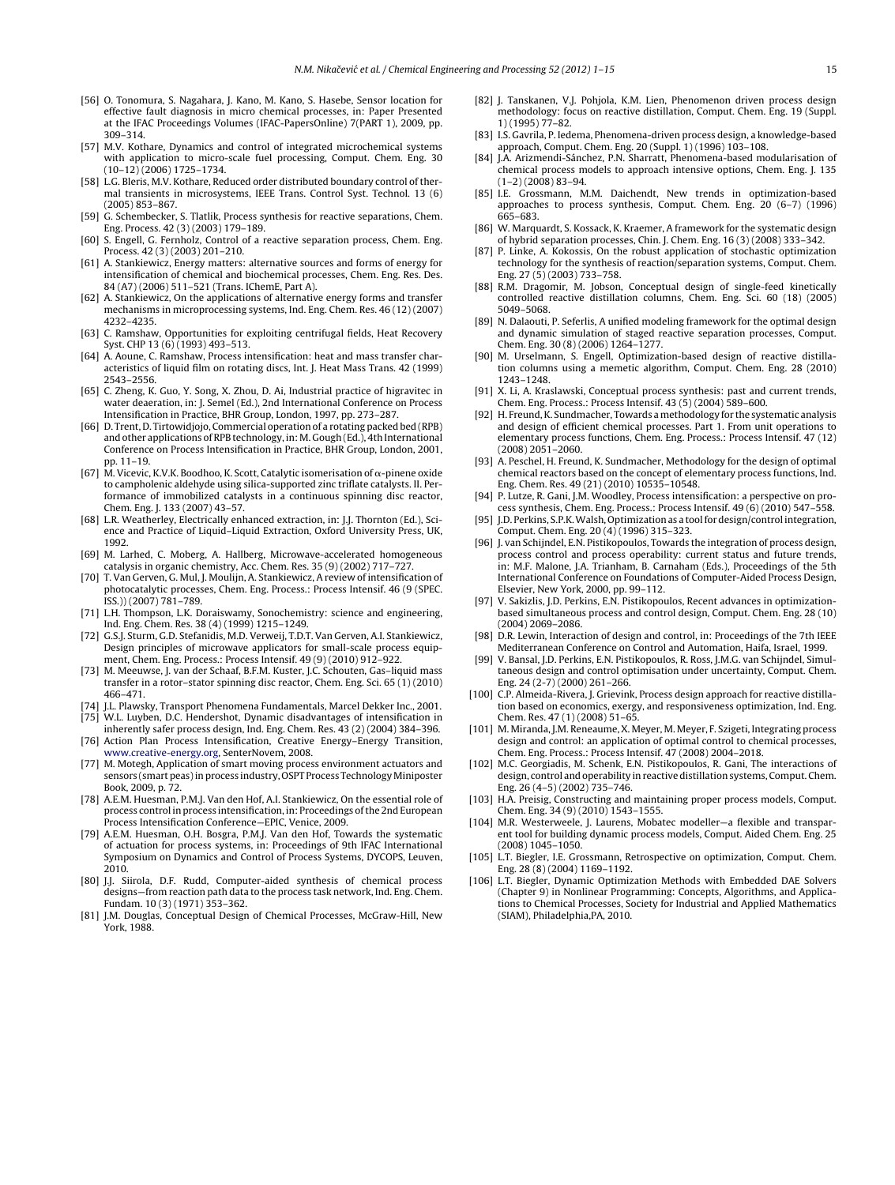[56] O. Tonomura, S. Nagahara, J. Kano, M. Kano, S. Hasebe, Sensor location for effective fault diagnosis in micro chemical processes, in: Paper Presented at the IFAC Proceedings Volumes (IFAC-PapersOnline) 7(PART 1), 2009, pp. 309–314.

[57] M.V. Kothare, Dynamics and control of integrated microchemical systems with application to micro-scale fuel processing, Comput. Chem. Eng. 30 (10–12) (2006) 1725–1734.

[58] L.G. Bleris, M.V. Kothare, Reduced order distributed boundary control of thermal transients in microsystems, IEEE Trans. Control Syst. Technol. 13 (6) (2005) 853–867.

[59] G. Schembecker, S. Tlatlik, Process synthesis for reactive separations, Chem. Eng. Process. 42 (3) (2003) 179–189.

[60] S. Engell, G. Fernholz, Control of a reactive separation process, Chem. Eng. Process. 42 (3) (2003) 201–210.

[61] A. Stankiewicz, Energy matters: alternative sources and forms of energy for intensification of chemical and biochemical processes, Chem. Eng. Res. Des. 84 (A7) (2006) 511–521 (Trans. IChemE, Part A).

[62] A. Stankiewicz, On the applications of alternative energy forms and transfer mechanisms in microprocessing systems, Ind. Eng. Chem. Res. 46 (12) (2007) 4232–4235.

[63] C. Ramshaw, Opportunities for exploiting centrifugal fields, Heat Recovery Syst. CHP 13 (6) (1993) 493–513.

[64] A. Aoune, C. Ramshaw, Process intensification: heat and mass transfer characteristics of liquid film on rotating discs, Int. J. Heat Mass Trans. 42 (1999) 2543–2556.

[65] C. Zheng, K. Guo, Y. Song, X. Zhou, D. Ai, Industrial practice of higravitec in water deaeration, in: J. Semel (Ed.), 2nd International Conference on Process Intensification in Practice, BHR Group, London, 1997, pp. 273–287.

[66] D. Trent, D. Tirtowidjojo, Commercial operation of a rotating packed bed (RPB) and other applications of RPB technology, in: M. Gough (Ed.), 4th International Conference on Process Intensification in Practice, BHR Group, London, 2001, pp. 11–19.

[67] M. Vicevic, K.V.K. Boodhoo, K. Scott, Catalytic isomerisation of α-pinene oxide to campholenic aldehyde using silica-supported zinc triflate catalysts. II. Performance of immobilized catalysts in a continuous spinning disc reactor, Chem. Eng. J. 133 (2007) 43–57.

[68] L.R. Weatherley, Electrically enhanced extraction, in: J.J. Thornton (Ed.), Science and Practice of Liquid–Liquid Extraction, Oxford University Press, UK, 1992.

[69] M. Larhed, C. Moberg, A. Hallberg, Microwave-accelerated homogeneous catalysis in organic chemistry, Acc. Chem. Res. 35 (9) (2002) 717–727.

[70] T. Van Gerven, G. Mul, J. Moulijn, A. Stankiewicz, A review of intensification of photocatalytic processes, Chem. Eng. Process.: Process Intensif. 46 (9 (SPEC. ISS.)) (2007) 781–789.

[71] L.H. Thompson, L.K. Doraiswamy, Sonochemistry: science and engineering, Ind. Eng. Chem. Res. 38 (4) (1999) 1215–1249.

[72] G.S.J. Sturm, G.D. Stefanidis, M.D. Verweij, T.D.T. Van Gerven, A.I. Stankiewicz, Design principles of microwave applicators for small-scale process equipment, Chem. Eng. Process.: Process Intensif. 49 (9) (2010) 912–922.

[73] M. Meeuwse, J. van der Schaaf, B.F.M. Kuster, J.C. Schouten, Gas–liquid mass transfer in a rotor–stator spinning disc reactor, Chem. Eng. Sci. 65 (1) (2010) 466–471.

[74] J.L. Plawsky, Transport Phenomena Fundamentals, Marcel Dekker Inc., 2001.

[75] W.L. Luyben, D.C. Hendershot, Dynamic disadvantages of intensification in inherently safer process design, Ind. Eng. Chem. Res. 43 (2) (2004) 384–396.

[76] Action Plan Process Intensification, Creative Energy–Energy Transition, www.creative-energy.org, SenterNovem, 2008.

[77] M. Motegh, Application of smart moving process environment actuators and sensors (smart peas) in process industry, OSPT Process Technology Miniposter Book, 2009, p. 72.

[78] A.E.M. Huesman, P.M.J. Van den Hof, A.I. Stankiewicz, On the essential role of process control in process intensification, in: Proceedings of the 2nd European Process Intensification Conference—EPIC, Venice, 2009.

[79] A.E.M. Huesman, O.H. Bosgra, P.M.J. Van den Hof, Towards the systematic of actuation for process systems, in: Proceedings of 9th IFAC International Symposium on Dynamics and Control of Process Systems, DYCOPS, Leuven, 2010.

[80] J.J. Siirola, D.F. Rudd, Computer-aided synthesis of chemical process designs—from reaction path data to the process task network, Ind. Eng. Chem. Fundam. 10 (3) (1971) 353–362.

[81] J.M. Douglas, Conceptual Design of Chemical Processes, McGraw-Hill, New York, 1988.

[82] J. Tanskanen, V.J. Pohjola, K.M. Lien, Phenomenon driven process design methodology: focus on reactive distillation, Comput. Chem. Eng. 19 (Suppl. 1) (1995) 77–82.

[83] I.S. Gavrila, P. Iedema, Phenomena-driven process design, a knowledge-based approach, Comput. Chem. Eng. 20 (Suppl. 1) (1996) 103–108.

[84] J.A. Arizmendi-Sánchez, P.N. Sharratt, Phenomena-based modularisation of chemical process models to approach intensive options, Chem. Eng. J. 135 (1–2) (2008) 83–94.

[85] I.E. Grossmann, M.M. Daichendt, New trends in optimization-based approaches to process synthesis, Comput. Chem. Eng. 20 (6–7) (1996) 665–683.

[86] W. Marquardt, S. Kossack, K. Kraemer, A framework for the systematic design of hybrid separation processes, Chin. J. Chem. Eng. 16 (3) (2008) 333–342.

[87] P. Linke, A. Kokossis, On the robust application of stochastic optimization technology for the synthesis of reaction/separation systems, Comput. Chem. Eng. 27 (5) (2003) 733–758.

[88] R.M. Dragomir, M. Jobson, Conceptual design of single-feed kinetically controlled reactive distillation columns, Chem. Eng. Sci. 60 (18) (2005) 5049–5068.

[89] N. Dalaouti, P. Seferlis, A unified modeling framework for the optimal design and dynamic simulation of staged reactive separation processes, Comput. Chem. Eng. 30 (8) (2006) 1264–1277.

[90] M. Urselmann, S. Engell, Optimization-based design of reactive distillation columns using a memetic algorithm, Comput. Chem. Eng. 28 (2010) 1243–1248.

[91] X. Li, A. Kraslawski, Conceptual process synthesis: past and current trends, Chem. Eng. Process.: Process Intensif. 43 (5) (2004) 589–600.

[92] H. Freund, K. Sundmacher, Towards a methodology for the systematic analysis and design of efficient chemical processes. Part 1. From unit operations to elementary process functions, Chem. Eng. Process.: Process Intensif. 47 (12) (2008) 2051–2060.

[93] A. Peschel, H. Freund, K. Sundmacher, Methodology for the design of optimal chemical reactors based on the concept of elementary process functions, Ind. Eng. Chem. Res. 49 (21) (2010) 10535–10548.

[94] P. Lutze, R. Gani, J.M. Woodley, Process intensification: a perspective on process synthesis, Chem. Eng. Process.: Process Intensif. 49 (6) (2010) 547–558.

[95] J.D. Perkins, S.P.K. Walsh, Optimization as a tool for design/control integration, Comput. Chem. Eng. 20 (4) (1996) 315–323.

[96] J. van Schijndel, E.N. Pistikopoulos, Towards the integration of process design, process control and process operability: current status and future trends, in: M.F. Malone, J.A. Trianham, B. Carnaham (Eds.), Proceedings of the 5th International Conference on Foundations of Computer-Aided Process Design, Elsevier, New York, 2000, pp. 99–112.

[97] V. Sakizlis, J.D. Perkins, E.N. Pistikopoulos, Recent advances in optimization-based simultaneous process and control design, Comput. Chem. Eng. 28 (10) (2004) 2069–2086.

[98] D.R. Lewin, Interaction of design and control, in: Proceedings of the 7th IEEE Mediterranean Conference on Control and Automation, Haifa, Israel, 1999.

[99] V. Bansal, J.D. Perkins, E.N. Pistikopoulos, R. Ross, J.M.G. van Schijndel, Simultaneous design and control optimisation under uncertainty, Comput. Chem. Eng. 24 (2-7) (2000) 261–266.

[100] C.P. Almeida-Rivera, J. Grievink, Process design approach for reactive distillation based on economics, exergy, and responsiveness optimization, Ind. Eng. Chem. Res. 47 (1) (2008) 51–65.

[101] M. Miranda, J.M. Reneaume, X. Meyer, M. Meyer, F. Szigeti, Integrating process design and control: an application of optimal control to chemical processes, Chem. Eng. Process.: Process Intensif. 47 (2008) 2004–2018.

[102] M.C. Georgiadis, M. Schenk, E.N. Pistikopoulos, R. Gani, The interactions of design, control and operability in reactive distillation systems, Comput. Chem. Eng. 26 (4–5) (2002) 735–746.

[103] H.A. Preisig, Constructing and maintaining proper process models, Comput. Chem. Eng. 34 (9) (2010) 1543–1555.

[104] M.R. Westerweele, J. Laurens, Mobatec modeller—a flexible and transparent tool for building dynamic process models, Comput. Aided Chem. Eng. 25 (2008) 1045–1050.

[105] L.T. Biegler, I.E. Grossmann, Retrospective on optimization, Comput. Chem. Eng. 28 (8) (2004) 1169–1192.

[106] L.T. Biegler, Dynamic Optimization Methods with Embedded DAE Solvers (Chapter 9) in Nonlinear Programming: Concepts, Algorithms, and Applications to Chemical Processes, Society for Industrial and Applied Mathematics (SIAM), Philadelphia,PA, 2010.